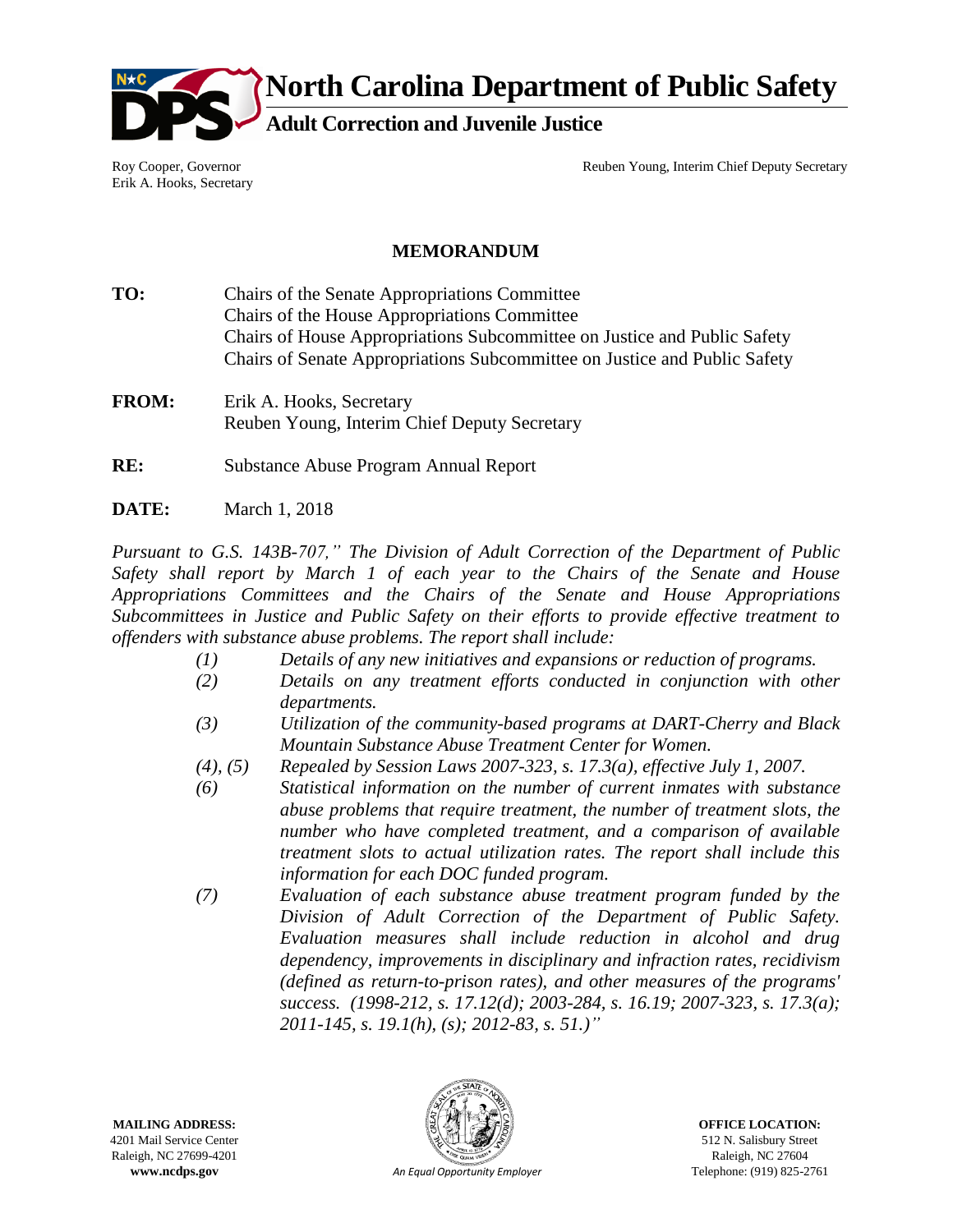# North Carolina Department of Public Safety

## Adult Correction and Juvenile Justice

Roy Cooper, Governor
Erik A. Hooks, Secretary

Reuben Young, Interim Chief Deputy Secretary

### MEMORANDUM

**TO:** Chairs of the Senate Appropriations Committee
Chairs of the House Appropriations Committee
Chairs of House Appropriations Subcommittee on Justice and Public Safety
Chairs of Senate Appropriations Subcommittee on Justice and Public Safety

**FROM:** Erik A. Hooks, Secretary
Reuben Young, Interim Chief Deputy Secretary

**RE:** Substance Abuse Program Annual Report

**DATE:** March 1, 2018

*Pursuant to G.S. 143B-707," The Division of Adult Correction of the Department of Public Safety shall report by March 1 of each year to the Chairs of the Senate and House Appropriations Committees and the Chairs of the Senate and House Appropriations Subcommittees in Justice and Public Safety on their efforts to provide effective treatment to offenders with substance abuse problems. The report shall include:*

- *(1) Details of any new initiatives and expansions or reduction of programs.*
- *(2) Details on any treatment efforts conducted in conjunction with other departments.*
- *(3) Utilization of the community-based programs at DART-Cherry and Black Mountain Substance Abuse Treatment Center for Women.*
- *(4), (5) Repealed by Session Laws 2007-323, s. 17.3(a), effective July 1, 2007.*
- *(6) Statistical information on the number of current inmates with substance abuse problems that require treatment, the number of treatment slots, the number who have completed treatment, and a comparison of available treatment slots to actual utilization rates. The report shall include this information for each DOC funded program.*
- *(7) Evaluation of each substance abuse treatment program funded by the Division of Adult Correction of the Department of Public Safety. Evaluation measures shall include reduction in alcohol and drug dependency, improvements in disciplinary and infraction rates, recidivism (defined as return-to-prison rates), and other measures of the programs' success. (1998-212, s. 17.12(d); 2003-284, s. 16.19; 2007-323, s. 17.3(a); 2011-145, s. 19.1(h), (s); 2012-83, s. 51.)"*

**MAILING ADDRESS:**
4201 Mail Service Center
Raleigh, NC 27699-4201
**www.ncdps.gov**

*An Equal Opportunity Employer*

**OFFICE LOCATION:**
512 N. Salisbury Street
Raleigh, NC 27604
Telephone: (919) 825-2761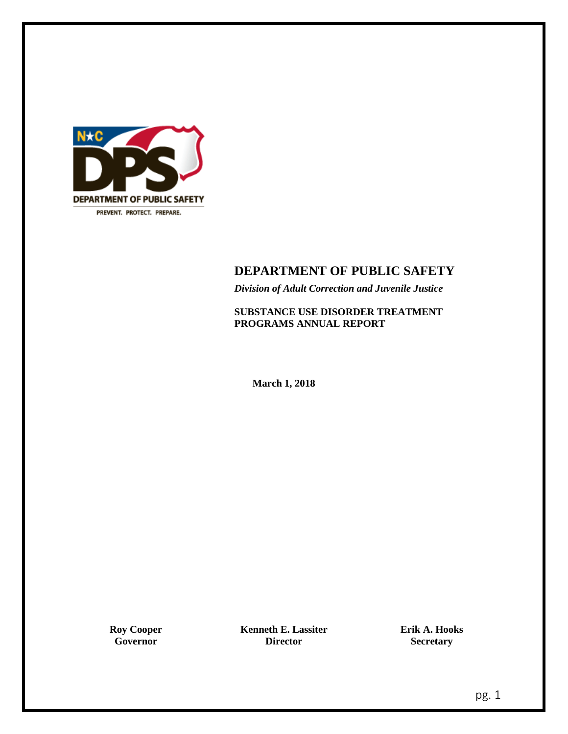# DEPARTMENT OF PUBLIC SAFETY

*Division of Adult Correction and Juvenile Justice*

**SUBSTANCE USE DISORDER TREATMENT PROGRAMS ANNUAL REPORT**

**March 1, 2018**

| Roy Cooper | Kenneth E. Lassiter | Erik A. Hooks |
|---|---|---|
| Governor | Director | Secretary |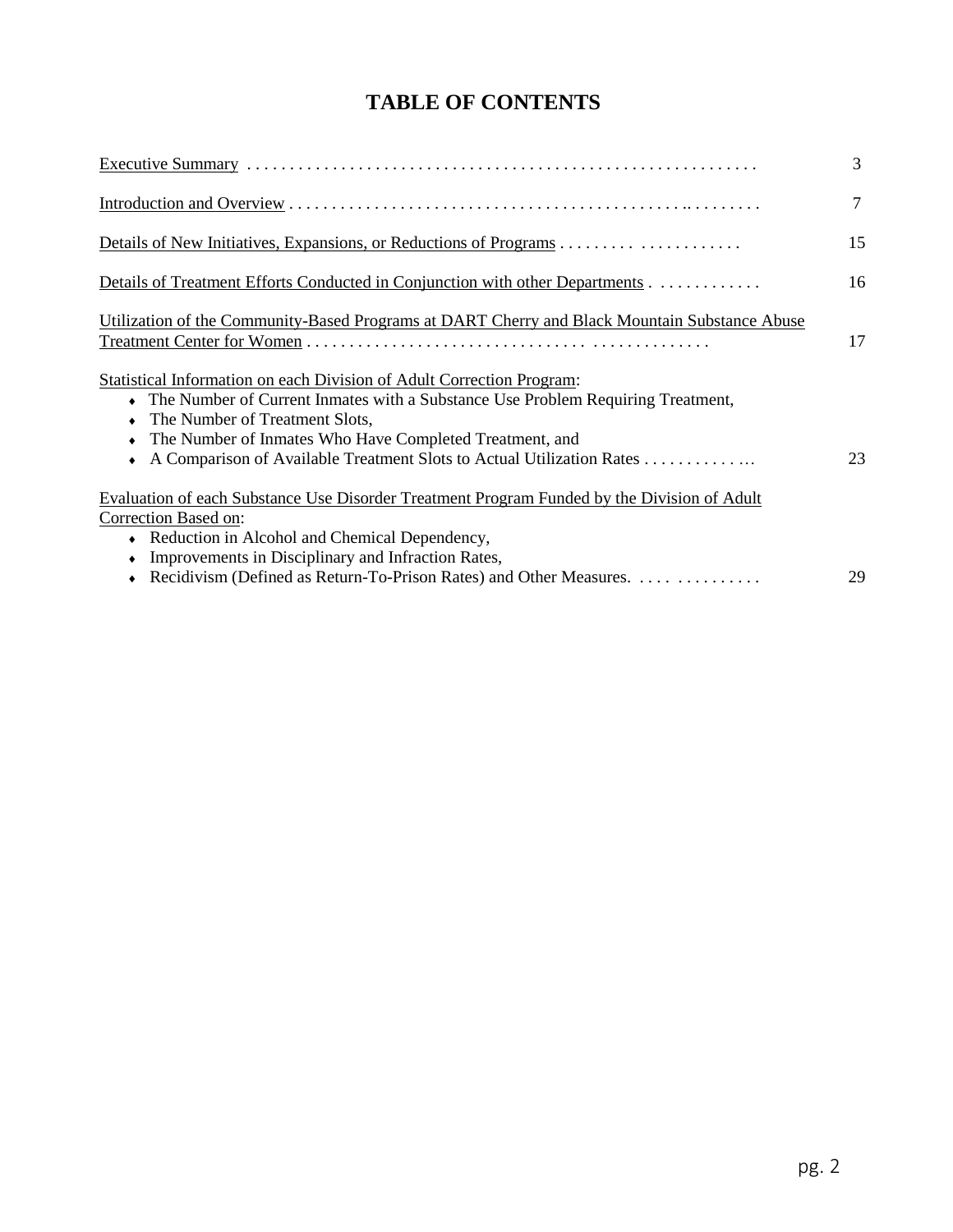# TABLE OF CONTENTS

| | |
|---|---|
| Executive Summary | 3 |
| Introduction and Overview | 7 |
| Details of New Initiatives, Expansions, or Reductions of Programs | 15 |
| Details of Treatment Efforts Conducted in Conjunction with other Departments | 16 |
| Utilization of the Community-Based Programs at DART Cherry and Black Mountain Substance Abuse Treatment Center for Women | 17 |
| Statistical Information on each Division of Adult Correction Program:<br>♦ The Number of Current Inmates with a Substance Use Problem Requiring Treatment,<br>♦ The Number of Treatment Slots,<br>♦ The Number of Inmates Who Have Completed Treatment, and<br>♦ A Comparison of Available Treatment Slots to Actual Utilization Rates | 23 |
| Evaluation of each Substance Use Disorder Treatment Program Funded by the Division of Adult Correction Based on:<br>♦ Reduction in Alcohol and Chemical Dependency,<br>♦ Improvements in Disciplinary and Infraction Rates,<br>♦ Recidivism (Defined as Return-To-Prison Rates) and Other Measures. | 29 |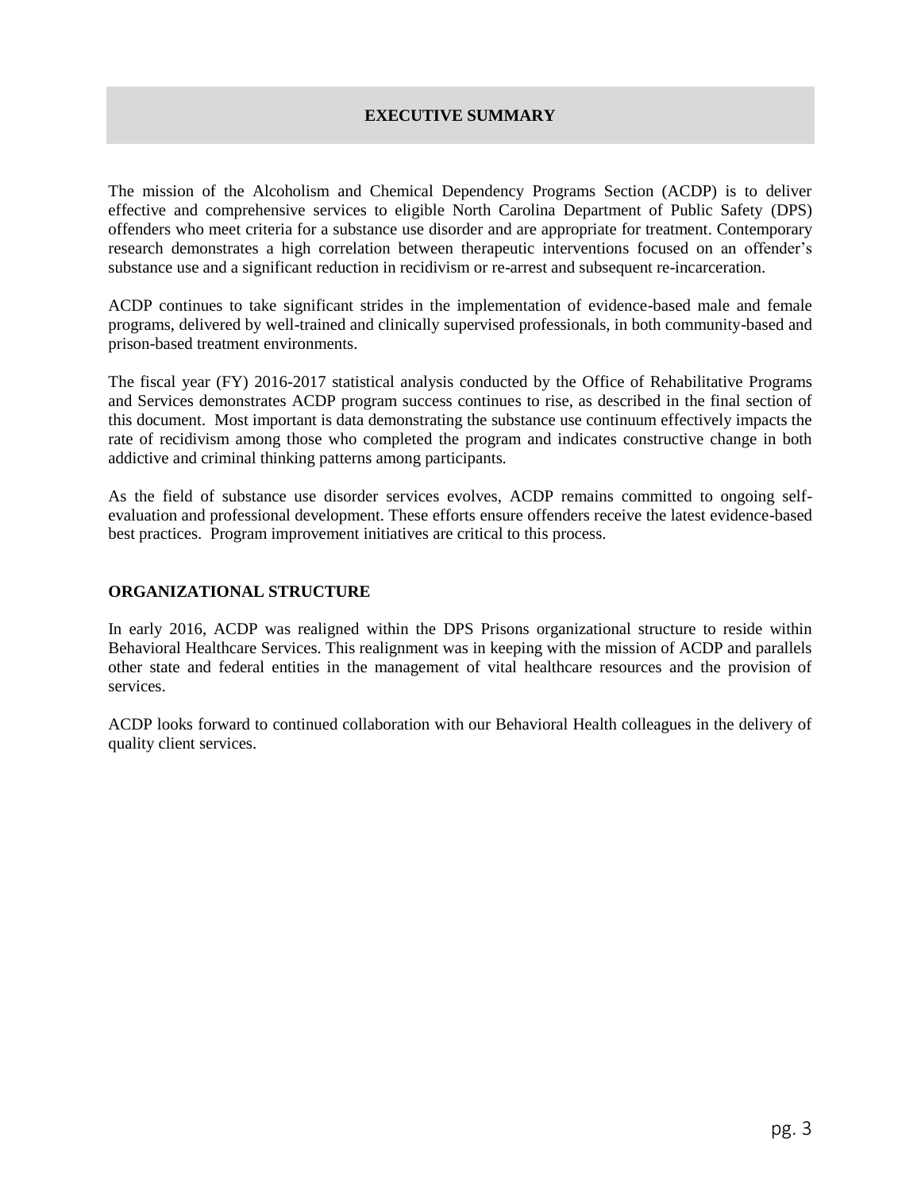## EXECUTIVE SUMMARY

The mission of the Alcoholism and Chemical Dependency Programs Section (ACDP) is to deliver effective and comprehensive services to eligible North Carolina Department of Public Safety (DPS) offenders who meet criteria for a substance use disorder and are appropriate for treatment. Contemporary research demonstrates a high correlation between therapeutic interventions focused on an offender's substance use and a significant reduction in recidivism or re-arrest and subsequent re-incarceration.

ACDP continues to take significant strides in the implementation of evidence-based male and female programs, delivered by well-trained and clinically supervised professionals, in both community-based and prison-based treatment environments.

The fiscal year (FY) 2016-2017 statistical analysis conducted by the Office of Rehabilitative Programs and Services demonstrates ACDP program success continues to rise, as described in the final section of this document. Most important is data demonstrating the substance use continuum effectively impacts the rate of recidivism among those who completed the program and indicates constructive change in both addictive and criminal thinking patterns among participants.

As the field of substance use disorder services evolves, ACDP remains committed to ongoing self-evaluation and professional development. These efforts ensure offenders receive the latest evidence-based best practices. Program improvement initiatives are critical to this process.

### ORGANIZATIONAL STRUCTURE

In early 2016, ACDP was realigned within the DPS Prisons organizational structure to reside within Behavioral Healthcare Services. This realignment was in keeping with the mission of ACDP and parallels other state and federal entities in the management of vital healthcare resources and the provision of services.

ACDP looks forward to continued collaboration with our Behavioral Health colleagues in the delivery of quality client services.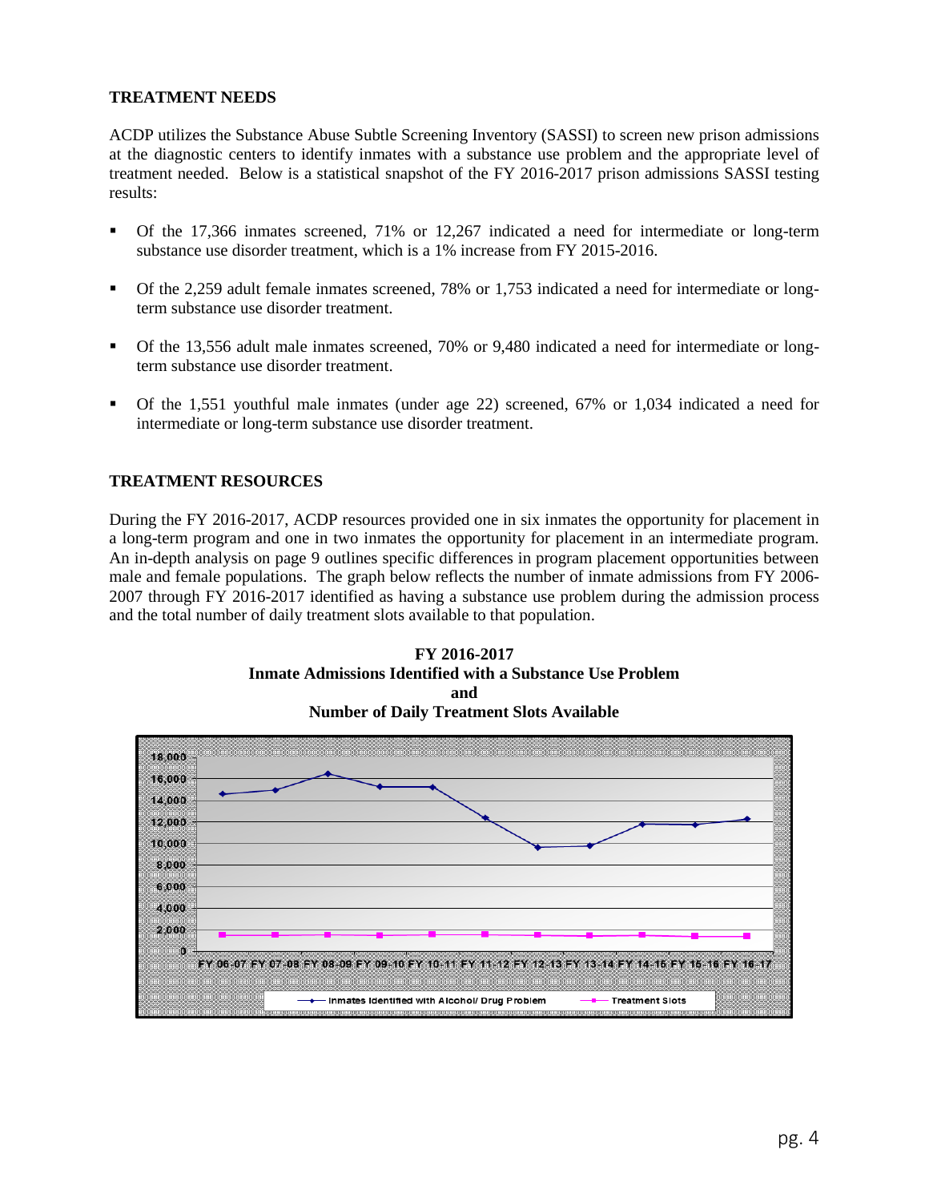## TREATMENT NEEDS

ACDP utilizes the Substance Abuse Subtle Screening Inventory (SASSI) to screen new prison admissions at the diagnostic centers to identify inmates with a substance use problem and the appropriate level of treatment needed. Below is a statistical snapshot of the FY 2016-2017 prison admissions SASSI testing results:

- Of the 17,366 inmates screened, 71% or 12,267 indicated a need for intermediate or long-term substance use disorder treatment, which is a 1% increase from FY 2015-2016.
- Of the 2,259 adult female inmates screened, 78% or 1,753 indicated a need for intermediate or long-term substance use disorder treatment.
- Of the 13,556 adult male inmates screened, 70% or 9,480 indicated a need for intermediate or long-term substance use disorder treatment.
- Of the 1,551 youthful male inmates (under age 22) screened, 67% or 1,034 indicated a need for intermediate or long-term substance use disorder treatment.

## TREATMENT RESOURCES

During the FY 2016-2017, ACDP resources provided one in six inmates the opportunity for placement in a long-term program and one in two inmates the opportunity for placement in an intermediate program. An in-depth analysis on page 9 outlines specific differences in program placement opportunities between male and female populations. The graph below reflects the number of inmate admissions from FY 2006-2007 through FY 2016-2017 identified as having a substance use problem during the admission process and the total number of daily treatment slots available to that population.

**FY 2016-2017**
**Inmate Admissions Identified with a Substance Use Problem**
**and**
**Number of Daily Treatment Slots Available**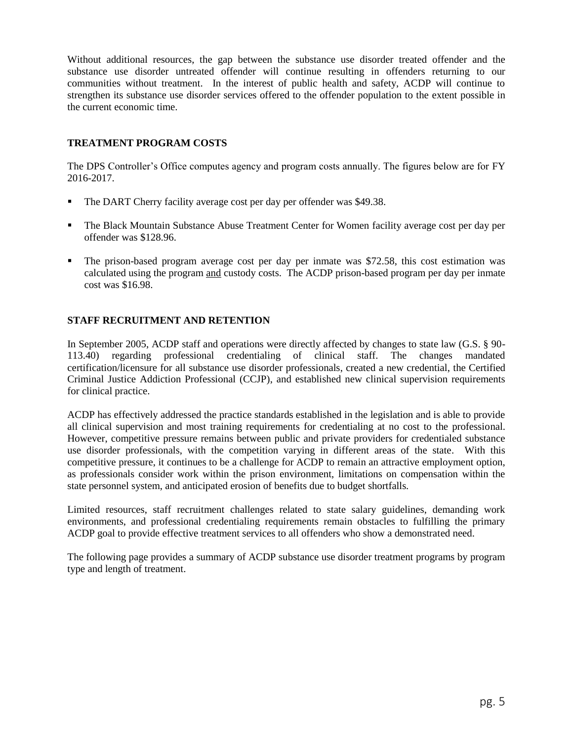Without additional resources, the gap between the substance use disorder treated offender and the substance use disorder untreated offender will continue resulting in offenders returning to our communities without treatment. In the interest of public health and safety, ACDP will continue to strengthen its substance use disorder services offered to the offender population to the extent possible in the current economic time.

## TREATMENT PROGRAM COSTS

The DPS Controller's Office computes agency and program costs annually. The figures below are for FY 2016-2017.

- The DART Cherry facility average cost per day per offender was $49.38.
- The Black Mountain Substance Abuse Treatment Center for Women facility average cost per day per offender was $128.96.
- The prison-based program average cost per day per inmate was $72.58, this cost estimation was calculated using the program <u>and</u> custody costs. The ACDP prison-based program per day per inmate cost was $16.98.

## STAFF RECRUITMENT AND RETENTION

In September 2005, ACDP staff and operations were directly affected by changes to state law (G.S. § 90-113.40) regarding professional credentialing of clinical staff. The changes mandated certification/licensure for all substance use disorder professionals, created a new credential, the Certified Criminal Justice Addiction Professional (CCJP), and established new clinical supervision requirements for clinical practice.

ACDP has effectively addressed the practice standards established in the legislation and is able to provide all clinical supervision and most training requirements for credentialing at no cost to the professional. However, competitive pressure remains between public and private providers for credentialed substance use disorder professionals, with the competition varying in different areas of the state. With this competitive pressure, it continues to be a challenge for ACDP to remain an attractive employment option, as professionals consider work within the prison environment, limitations on compensation within the state personnel system, and anticipated erosion of benefits due to budget shortfalls.

Limited resources, staff recruitment challenges related to state salary guidelines, demanding work environments, and professional credentialing requirements remain obstacles to fulfilling the primary ACDP goal to provide effective treatment services to all offenders who show a demonstrated need.

The following page provides a summary of ACDP substance use disorder treatment programs by program type and length of treatment.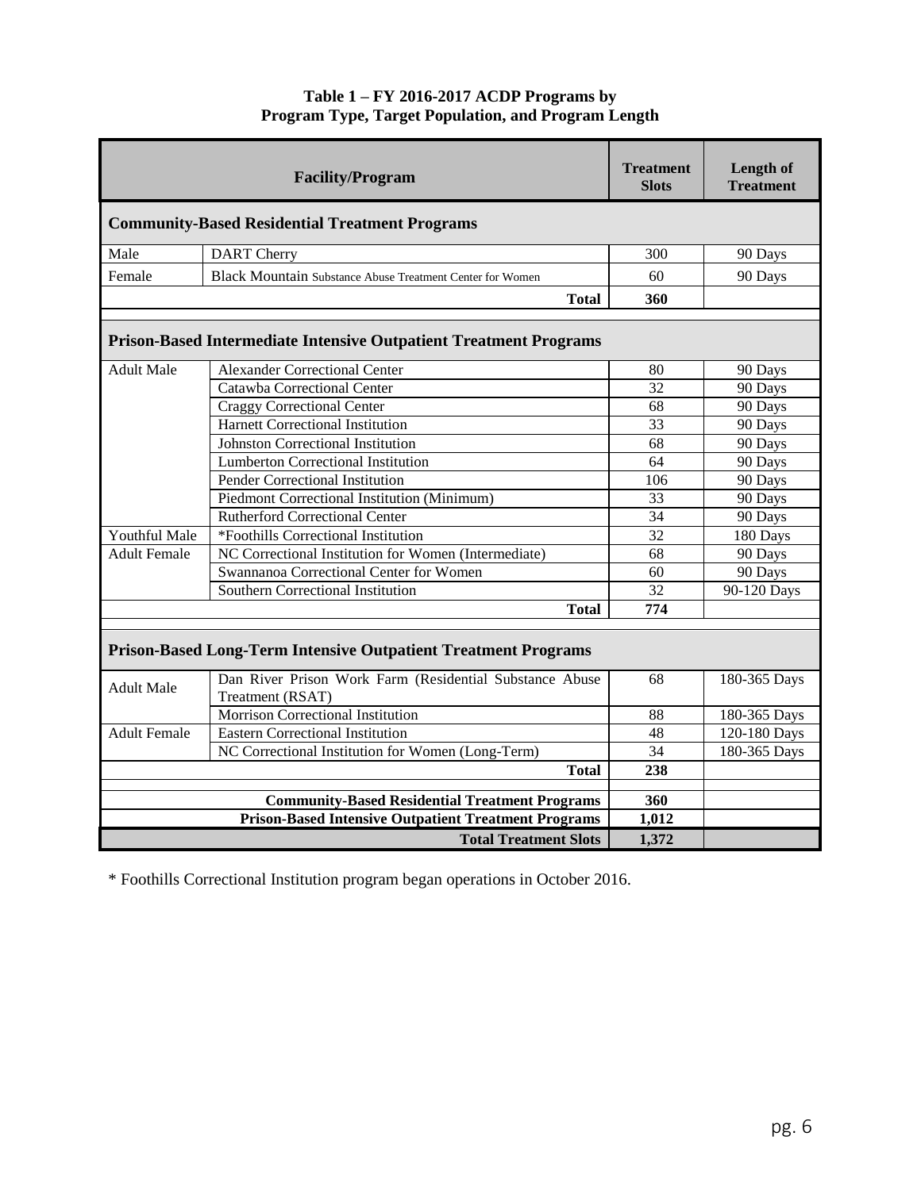**Table 1 – FY 2016-2017 ACDP Programs by Program Type, Target Population, and Program Length**

| Facility/Program | | Treatment Slots | Length of Treatment |
|---|---|---|---|
| **Community-Based Residential Treatment Programs** | | | |
| Male | DART Cherry | 300 | 90 Days |
| Female | Black Mountain Substance Abuse Treatment Center for Women | 60 | 90 Days |
| | **Total** | **360** | |
| **Prison-Based Intermediate Intensive Outpatient Treatment Programs** | | | |
| Adult Male | Alexander Correctional Center | 80 | 90 Days |
| | Catawba Correctional Center | 32 | 90 Days |
| | Craggy Correctional Center | 68 | 90 Days |
| | Harnett Correctional Institution | 33 | 90 Days |
| | Johnston Correctional Institution | 68 | 90 Days |
| | Lumberton Correctional Institution | 64 | 90 Days |
| | Pender Correctional Institution | 106 | 90 Days |
| | Piedmont Correctional Institution (Minimum) | 33 | 90 Days |
| | Rutherford Correctional Center | 34 | 90 Days |
| Youthful Male | *Foothills Correctional Institution | 32 | 180 Days |
| Adult Female | NC Correctional Institution for Women (Intermediate) | 68 | 90 Days |
| | Swannanoa Correctional Center for Women | 60 | 90 Days |
| | Southern Correctional Institution | 32 | 90-120 Days |
| | **Total** | **774** | |
| **Prison-Based Long-Term Intensive Outpatient Treatment Programs** | | | |
| Adult Male | Dan River Prison Work Farm (Residential Substance Abuse Treatment (RSAT) | 68 | 180-365 Days |
| | Morrison Correctional Institution | 88 | 180-365 Days |
| Adult Female | Eastern Correctional Institution | 48 | 120-180 Days |
| | NC Correctional Institution for Women (Long-Term) | 34 | 180-365 Days |
| | **Total** | **238** | |
| | **Community-Based Residential Treatment Programs** | **360** | |
| | **Prison-Based Intensive Outpatient Treatment Programs** | **1,012** | |
| | **Total Treatment Slots** | **1,372** | |

* Foothills Correctional Institution program began operations in October 2016.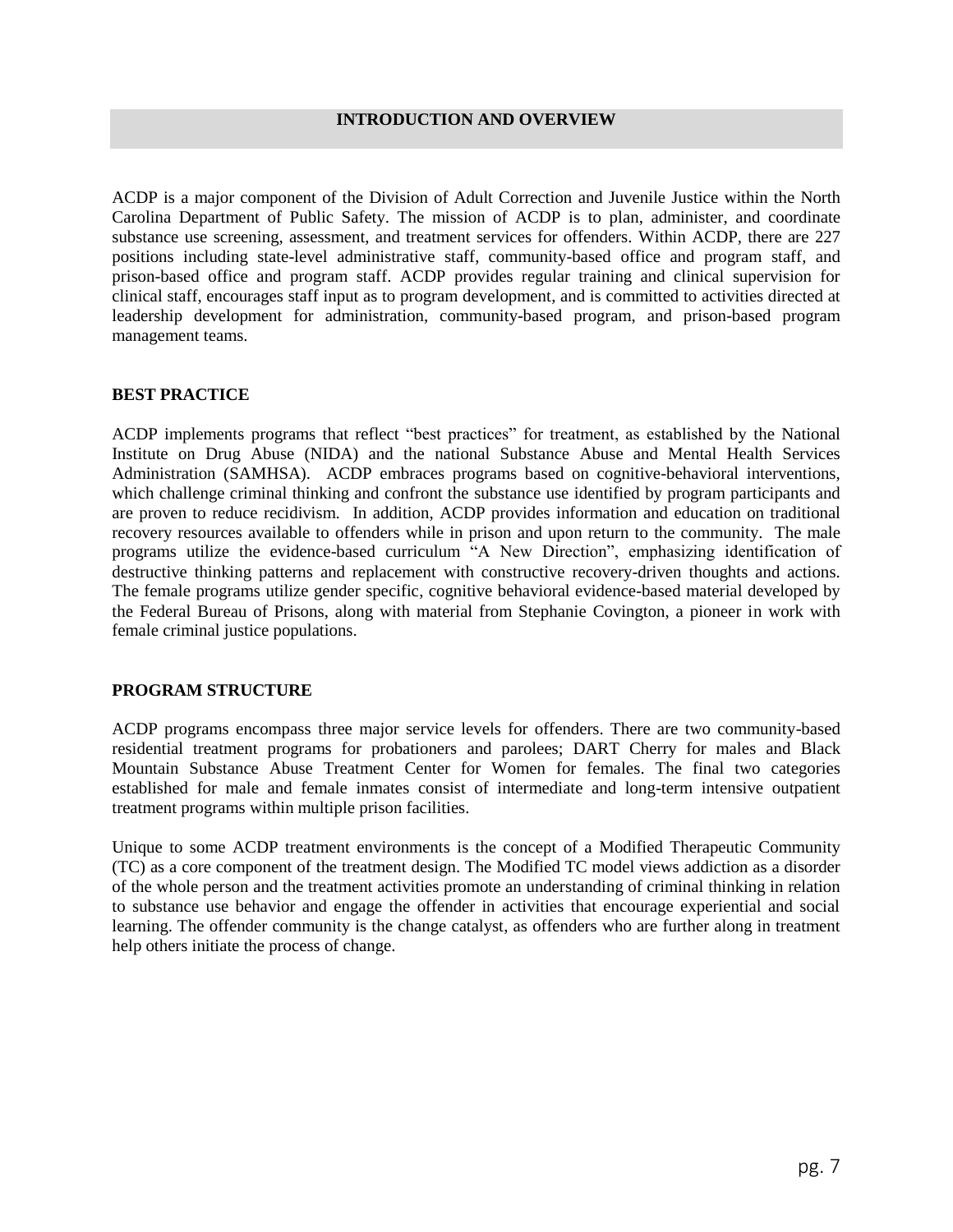## INTRODUCTION AND OVERVIEW

ACDP is a major component of the Division of Adult Correction and Juvenile Justice within the North Carolina Department of Public Safety. The mission of ACDP is to plan, administer, and coordinate substance use screening, assessment, and treatment services for offenders. Within ACDP, there are 227 positions including state-level administrative staff, community-based office and program staff, and prison-based office and program staff. ACDP provides regular training and clinical supervision for clinical staff, encourages staff input as to program development, and is committed to activities directed at leadership development for administration, community-based program, and prison-based program management teams.

### BEST PRACTICE

ACDP implements programs that reflect "best practices" for treatment, as established by the National Institute on Drug Abuse (NIDA) and the national Substance Abuse and Mental Health Services Administration (SAMHSA). ACDP embraces programs based on cognitive-behavioral interventions, which challenge criminal thinking and confront the substance use identified by program participants and are proven to reduce recidivism. In addition, ACDP provides information and education on traditional recovery resources available to offenders while in prison and upon return to the community. The male programs utilize the evidence-based curriculum "A New Direction", emphasizing identification of destructive thinking patterns and replacement with constructive recovery-driven thoughts and actions. The female programs utilize gender specific, cognitive behavioral evidence-based material developed by the Federal Bureau of Prisons, along with material from Stephanie Covington, a pioneer in work with female criminal justice populations.

### PROGRAM STRUCTURE

ACDP programs encompass three major service levels for offenders. There are two community-based residential treatment programs for probationers and parolees; DART Cherry for males and Black Mountain Substance Abuse Treatment Center for Women for females. The final two categories established for male and female inmates consist of intermediate and long-term intensive outpatient treatment programs within multiple prison facilities.

Unique to some ACDP treatment environments is the concept of a Modified Therapeutic Community (TC) as a core component of the treatment design. The Modified TC model views addiction as a disorder of the whole person and the treatment activities promote an understanding of criminal thinking in relation to substance use behavior and engage the offender in activities that encourage experiential and social learning. The offender community is the change catalyst, as offenders who are further along in treatment help others initiate the process of change.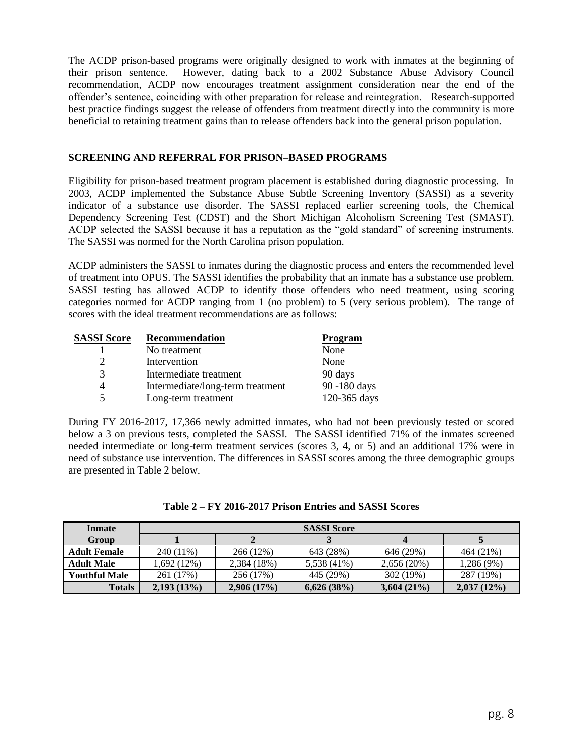The ACDP prison-based programs were originally designed to work with inmates at the beginning of their prison sentence. However, dating back to a 2002 Substance Abuse Advisory Council recommendation, ACDP now encourages treatment assignment consideration near the end of the offender's sentence, coinciding with other preparation for release and reintegration. Research-supported best practice findings suggest the release of offenders from treatment directly into the community is more beneficial to retaining treatment gains than to release offenders back into the general prison population.

## SCREENING AND REFERRAL FOR PRISON–BASED PROGRAMS

Eligibility for prison-based treatment program placement is established during diagnostic processing. In 2003, ACDP implemented the Substance Abuse Subtle Screening Inventory (SASSI) as a severity indicator of a substance use disorder. The SASSI replaced earlier screening tools, the Chemical Dependency Screening Test (CDST) and the Short Michigan Alcoholism Screening Test (SMAST). ACDP selected the SASSI because it has a reputation as the "gold standard" of screening instruments. The SASSI was normed for the North Carolina prison population.

ACDP administers the SASSI to inmates during the diagnostic process and enters the recommended level of treatment into OPUS. The SASSI identifies the probability that an inmate has a substance use problem. SASSI testing has allowed ACDP to identify those offenders who need treatment, using scoring categories normed for ACDP ranging from 1 (no problem) to 5 (very serious problem). The range of scores with the ideal treatment recommendations are as follows:

| SASSI Score | Recommendation | Program |
|---|---|---|
| 1 | No treatment | None |
| 2 | Intervention | None |
| 3 | Intermediate treatment | 90 days |
| 4 | Intermediate/long-term treatment | 90 -180 days |
| 5 | Long-term treatment | 120-365 days |

During FY 2016-2017, 17,366 newly admitted inmates, who had not been previously tested or scored below a 3 on previous tests, completed the SASSI. The SASSI identified 71% of the inmates screened needed intermediate or long-term treatment services (scores 3, 4, or 5) and an additional 17% were in need of substance use intervention. The differences in SASSI scores among the three demographic groups are presented in Table 2 below.

**Table 2 – FY 2016-2017 Prison Entries and SASSI Scores**

| Inmate | SASSI Score | | | | |
|---|---|---|---|---|---|
| Group | 1 | 2 | 3 | 4 | 5 |
| Adult Female | 240 (11%) | 266 (12%) | 643 (28%) | 646 (29%) | 464 (21%) |
| Adult Male | 1,692 (12%) | 2,384 (18%) | 5,538 (41%) | 2,656 (20%) | 1,286 (9%) |
| Youthful Male | 261 (17%) | 256 (17%) | 445 (29%) | 302 (19%) | 287 (19%) |
| **Totals** | **2,193 (13%)** | **2,906 (17%)** | **6,626 (38%)** | **3,604 (21%)** | **2,037 (12%)** |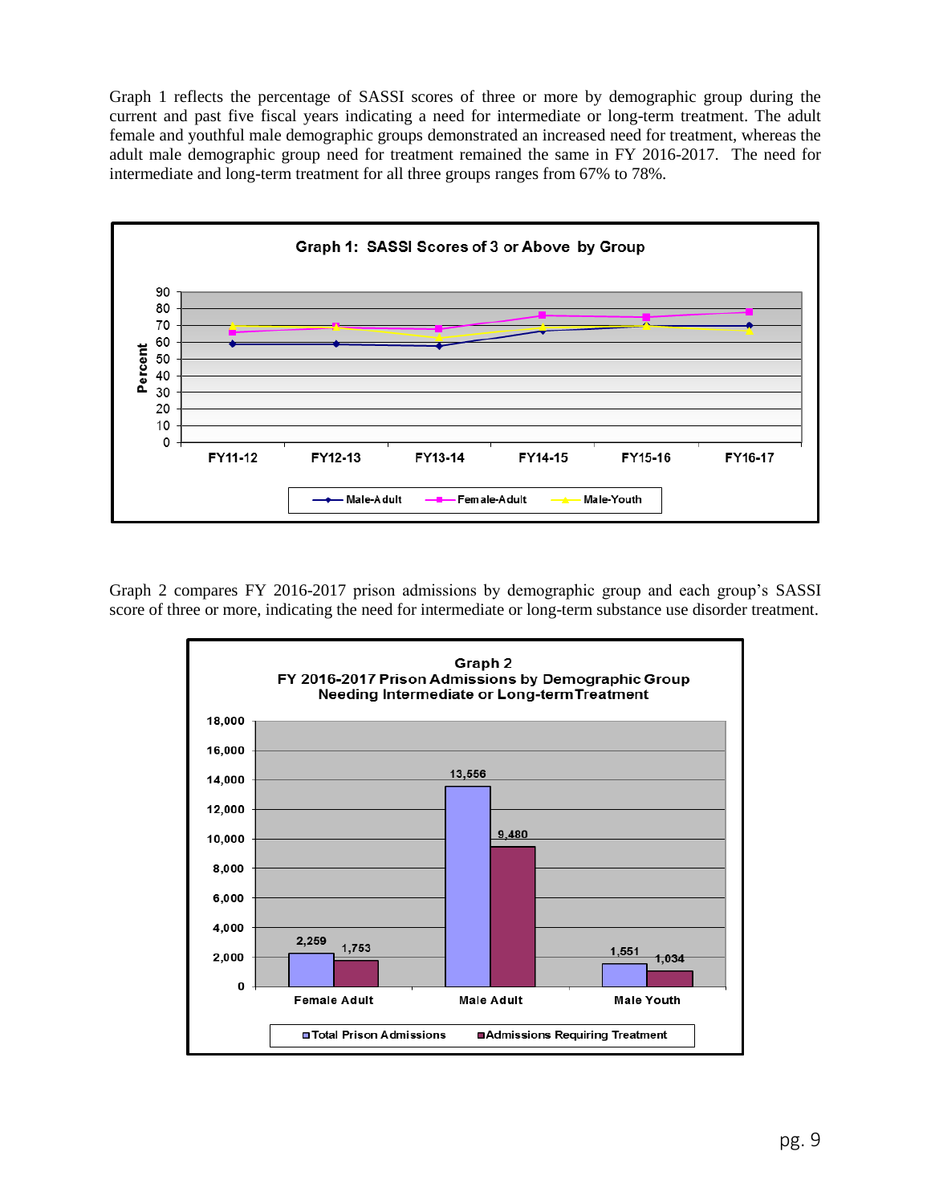Graph 1 reflects the percentage of SASSI scores of three or more by demographic group during the current and past five fiscal years indicating a need for intermediate or long-term treatment. The adult female and youthful male demographic groups demonstrated an increased need for treatment, whereas the adult male demographic group need for treatment remained the same in FY 2016-2017. The need for intermediate and long-term treatment for all three groups ranges from 67% to 78%.

**Graph 1: SASSI Scores of 3 or Above by Group**

Graph 2 compares FY 2016-2017 prison admissions by demographic group and each group's SASSI score of three or more, indicating the need for intermediate or long-term substance use disorder treatment.

**Graph 2**
**FY 2016-2017 Prison Admissions by Demographic Group Needing Intermediate or Long-term Treatment**

| | Total Prison Admissions | Admissions Requiring Treatment |
|---|---|---|
| Female Adult | 2,259 | 1,753 |
| Male Adult | 13,556 | 9,480 |
| Male Youth | 1,551 | 1,034 |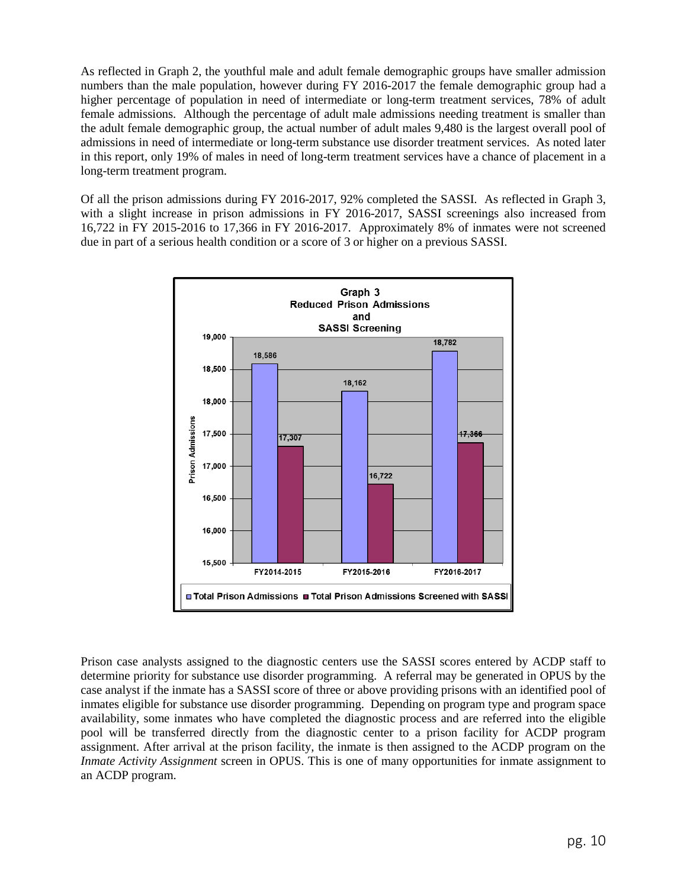As reflected in Graph 2, the youthful male and adult female demographic groups have smaller admission numbers than the male population, however during FY 2016-2017 the female demographic group had a higher percentage of population in need of intermediate or long-term treatment services, 78% of adult female admissions. Although the percentage of adult male admissions needing treatment is smaller than the adult female demographic group, the actual number of adult males 9,480 is the largest overall pool of admissions in need of intermediate or long-term substance use disorder treatment services. As noted later in this report, only 19% of males in need of long-term treatment services have a chance of placement in a long-term treatment program.

Of all the prison admissions during FY 2016-2017, 92% completed the SASSI. As reflected in Graph 3, with a slight increase in prison admissions in FY 2016-2017, SASSI screenings also increased from 16,722 in FY 2015-2016 to 17,366 in FY 2016-2017. Approximately 8% of inmates were not screened due in part of a serious health condition or a score of 3 or higher on a previous SASSI.

**Graph 3**
**Reduced Prison Admissions and SASSI Screening**

| | FY2014-2015 | FY2015-2016 | FY2016-2017 |
|---|---|---|---|
| Total Prison Admissions | 18,586 | 18,162 | 18,782 |
| Total Prison Admissions Screened with SASSI | 17,307 | 16,722 | 17,366 |

Prison case analysts assigned to the diagnostic centers use the SASSI scores entered by ACDP staff to determine priority for substance use disorder programming. A referral may be generated in OPUS by the case analyst if the inmate has a SASSI score of three or above providing prisons with an identified pool of inmates eligible for substance use disorder programming. Depending on program type and program space availability, some inmates who have completed the diagnostic process and are referred into the eligible pool will be transferred directly from the diagnostic center to a prison facility for ACDP program assignment. After arrival at the prison facility, the inmate is then assigned to the ACDP program on the *Inmate Activity Assignment* screen in OPUS. This is one of many opportunities for inmate assignment to an ACDP program.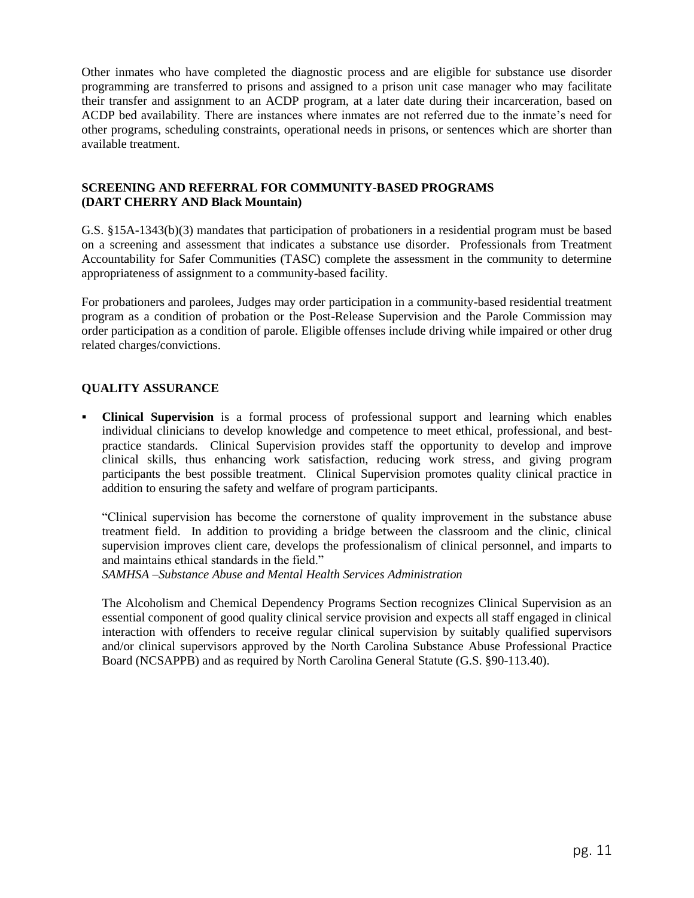Other inmates who have completed the diagnostic process and are eligible for substance use disorder programming are transferred to prisons and assigned to a prison unit case manager who may facilitate their transfer and assignment to an ACDP program, at a later date during their incarceration, based on ACDP bed availability. There are instances where inmates are not referred due to the inmate's need for other programs, scheduling constraints, operational needs in prisons, or sentences which are shorter than available treatment.

## SCREENING AND REFERRAL FOR COMMUNITY-BASED PROGRAMS (DART CHERRY AND Black Mountain)

G.S. §15A-1343(b)(3) mandates that participation of probationers in a residential program must be based on a screening and assessment that indicates a substance use disorder. Professionals from Treatment Accountability for Safer Communities (TASC) complete the assessment in the community to determine appropriateness of assignment to a community-based facility.

For probationers and parolees, Judges may order participation in a community-based residential treatment program as a condition of probation or the Post-Release Supervision and the Parole Commission may order participation as a condition of parole. Eligible offenses include driving while impaired or other drug related charges/convictions.

## QUALITY ASSURANCE

- **Clinical Supervision** is a formal process of professional support and learning which enables individual clinicians to develop knowledge and competence to meet ethical, professional, and best-practice standards. Clinical Supervision provides staff the opportunity to develop and improve clinical skills, thus enhancing work satisfaction, reducing work stress, and giving program participants the best possible treatment. Clinical Supervision promotes quality clinical practice in addition to ensuring the safety and welfare of program participants.

  "Clinical supervision has become the cornerstone of quality improvement in the substance abuse treatment field. In addition to providing a bridge between the classroom and the clinic, clinical supervision improves client care, develops the professionalism of clinical personnel, and imparts to and maintains ethical standards in the field."
  *SAMHSA –Substance Abuse and Mental Health Services Administration*

  The Alcoholism and Chemical Dependency Programs Section recognizes Clinical Supervision as an essential component of good quality clinical service provision and expects all staff engaged in clinical interaction with offenders to receive regular clinical supervision by suitably qualified supervisors and/or clinical supervisors approved by the North Carolina Substance Abuse Professional Practice Board (NCSAPPB) and as required by North Carolina General Statute (G.S. §90-113.40).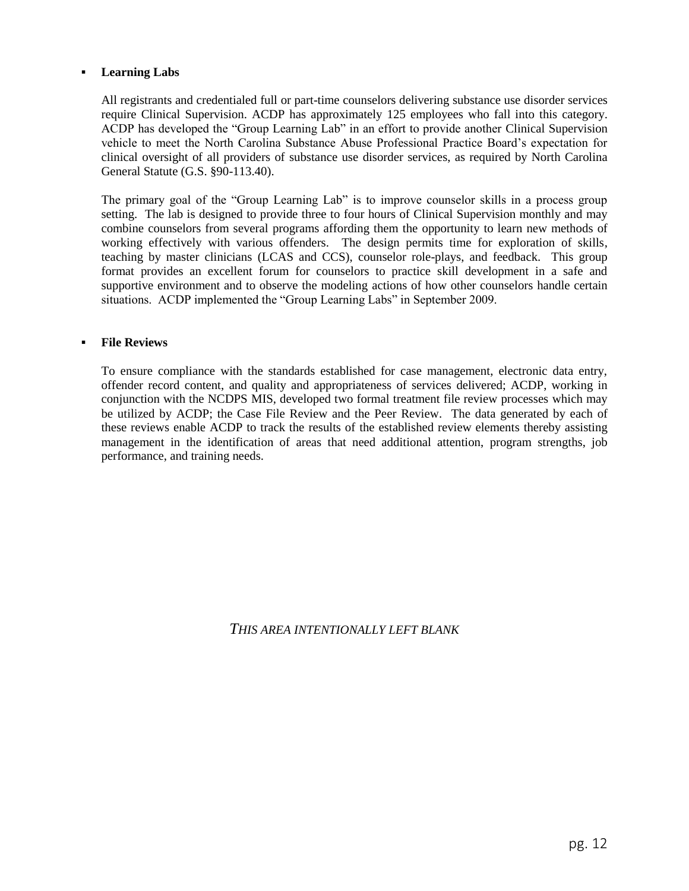- **Learning Labs**

  All registrants and credentialed full or part-time counselors delivering substance use disorder services require Clinical Supervision. ACDP has approximately 125 employees who fall into this category. ACDP has developed the "Group Learning Lab" in an effort to provide another Clinical Supervision vehicle to meet the North Carolina Substance Abuse Professional Practice Board's expectation for clinical oversight of all providers of substance use disorder services, as required by North Carolina General Statute (G.S. §90-113.40).

  The primary goal of the "Group Learning Lab" is to improve counselor skills in a process group setting. The lab is designed to provide three to four hours of Clinical Supervision monthly and may combine counselors from several programs affording them the opportunity to learn new methods of working effectively with various offenders. The design permits time for exploration of skills, teaching by master clinicians (LCAS and CCS), counselor role-plays, and feedback. This group format provides an excellent forum for counselors to practice skill development in a safe and supportive environment and to observe the modeling actions of how other counselors handle certain situations. ACDP implemented the "Group Learning Labs" in September 2009.

- **File Reviews**

  To ensure compliance with the standards established for case management, electronic data entry, offender record content, and quality and appropriateness of services delivered; ACDP, working in conjunction with the NCDPS MIS, developed two formal treatment file review processes which may be utilized by ACDP; the Case File Review and the Peer Review. The data generated by each of these reviews enable ACDP to track the results of the established review elements thereby assisting management in the identification of areas that need additional attention, program strengths, job performance, and training needs.

*THIS AREA INTENTIONALLY LEFT BLANK*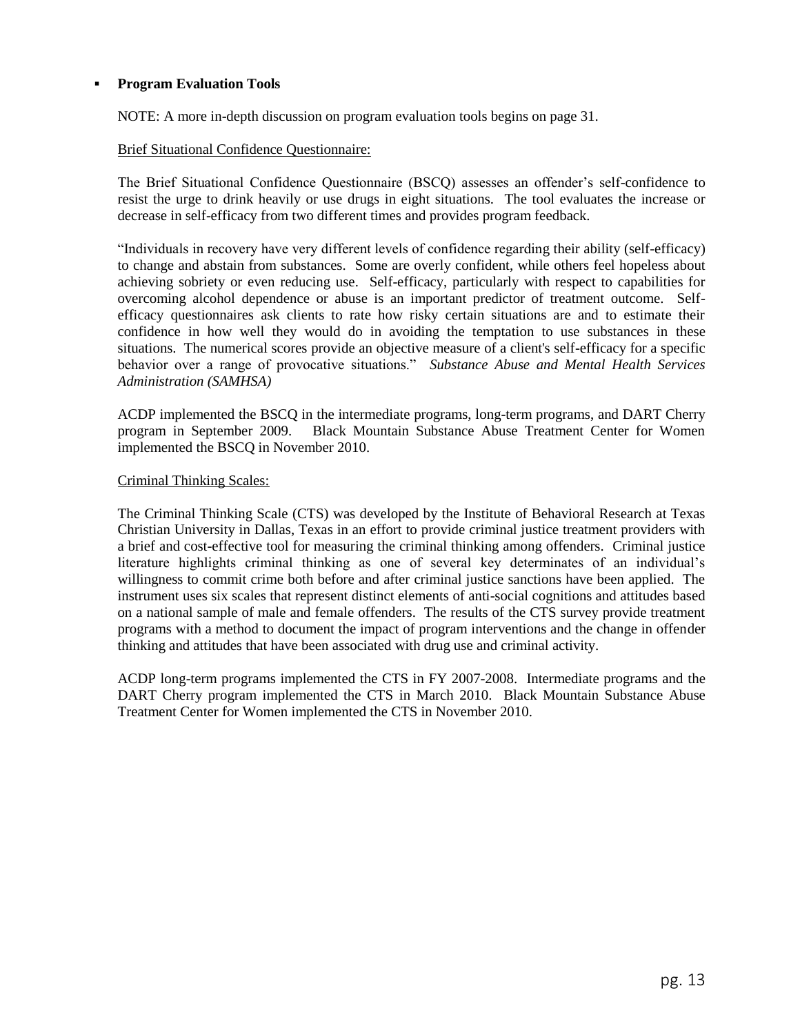- **Program Evaluation Tools**

  NOTE: A more in-depth discussion on program evaluation tools begins on page 31.

  Brief Situational Confidence Questionnaire:

  The Brief Situational Confidence Questionnaire (BSCQ) assesses an offender's self-confidence to resist the urge to drink heavily or use drugs in eight situations. The tool evaluates the increase or decrease in self-efficacy from two different times and provides program feedback.

  "Individuals in recovery have very different levels of confidence regarding their ability (self-efficacy) to change and abstain from substances. Some are overly confident, while others feel hopeless about achieving sobriety or even reducing use. Self-efficacy, particularly with respect to capabilities for overcoming alcohol dependence or abuse is an important predictor of treatment outcome. Self-efficacy questionnaires ask clients to rate how risky certain situations are and to estimate their confidence in how well they would do in avoiding the temptation to use substances in these situations. The numerical scores provide an objective measure of a client's self-efficacy for a specific behavior over a range of provocative situations." *Substance Abuse and Mental Health Services Administration (SAMHSA)*

  ACDP implemented the BSCQ in the intermediate programs, long-term programs, and DART Cherry program in September 2009. Black Mountain Substance Abuse Treatment Center for Women implemented the BSCQ in November 2010.

  Criminal Thinking Scales:

  The Criminal Thinking Scale (CTS) was developed by the Institute of Behavioral Research at Texas Christian University in Dallas, Texas in an effort to provide criminal justice treatment providers with a brief and cost-effective tool for measuring the criminal thinking among offenders. Criminal justice literature highlights criminal thinking as one of several key determinates of an individual's willingness to commit crime both before and after criminal justice sanctions have been applied. The instrument uses six scales that represent distinct elements of anti-social cognitions and attitudes based on a national sample of male and female offenders. The results of the CTS survey provide treatment programs with a method to document the impact of program interventions and the change in offender thinking and attitudes that have been associated with drug use and criminal activity.

  ACDP long-term programs implemented the CTS in FY 2007-2008. Intermediate programs and the DART Cherry program implemented the CTS in March 2010. Black Mountain Substance Abuse Treatment Center for Women implemented the CTS in November 2010.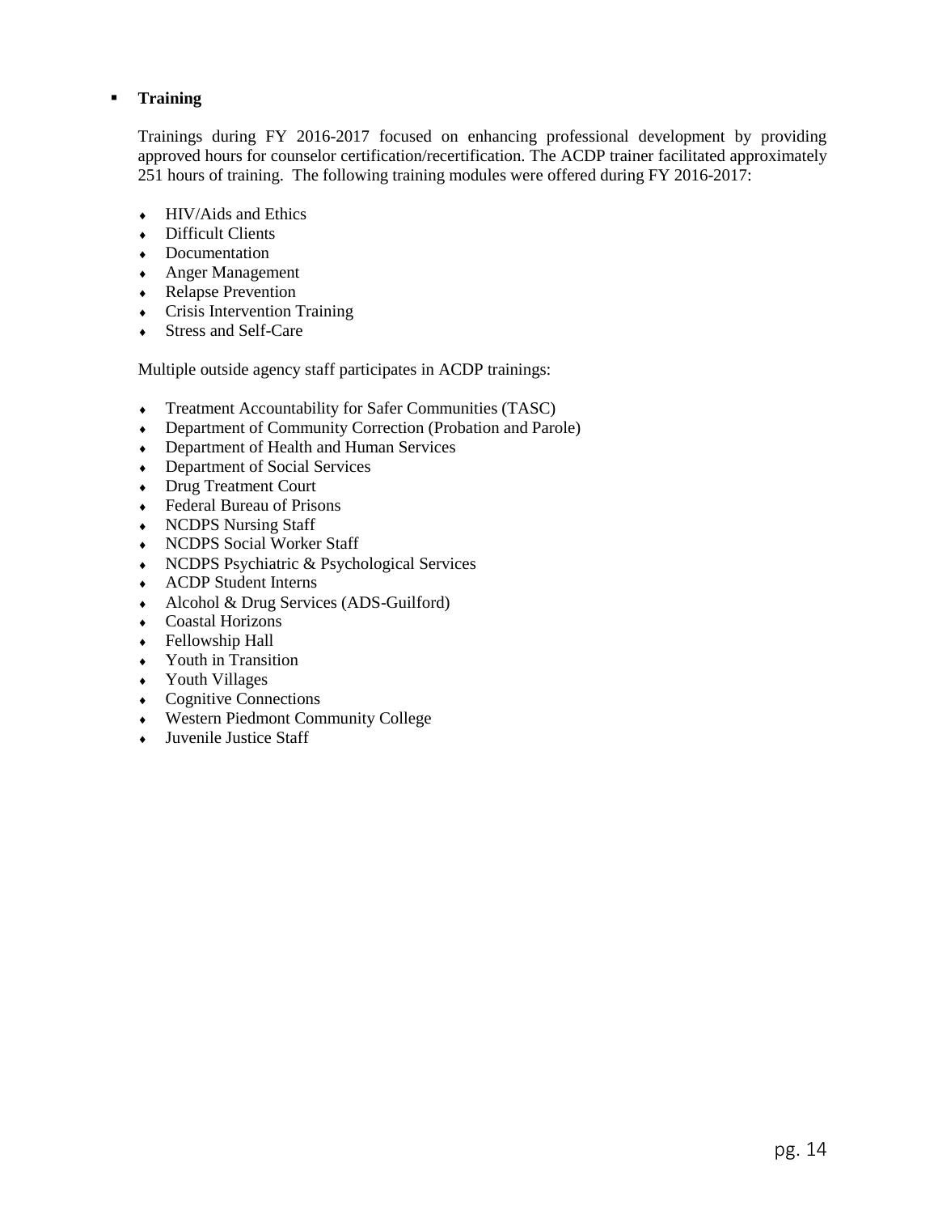- **Training**

Trainings during FY 2016-2017 focused on enhancing professional development by providing approved hours for counselor certification/recertification. The ACDP trainer facilitated approximately 251 hours of training. The following training modules were offered during FY 2016-2017:

- HIV/Aids and Ethics
- Difficult Clients
- Documentation
- Anger Management
- Relapse Prevention
- Crisis Intervention Training
- Stress and Self-Care

Multiple outside agency staff participates in ACDP trainings:

- Treatment Accountability for Safer Communities (TASC)
- Department of Community Correction (Probation and Parole)
- Department of Health and Human Services
- Department of Social Services
- Drug Treatment Court
- Federal Bureau of Prisons
- NCDPS Nursing Staff
- NCDPS Social Worker Staff
- NCDPS Psychiatric & Psychological Services
- ACDP Student Interns
- Alcohol & Drug Services (ADS-Guilford)
- Coastal Horizons
- Fellowship Hall
- Youth in Transition
- Youth Villages
- Cognitive Connections
- Western Piedmont Community College
- Juvenile Justice Staff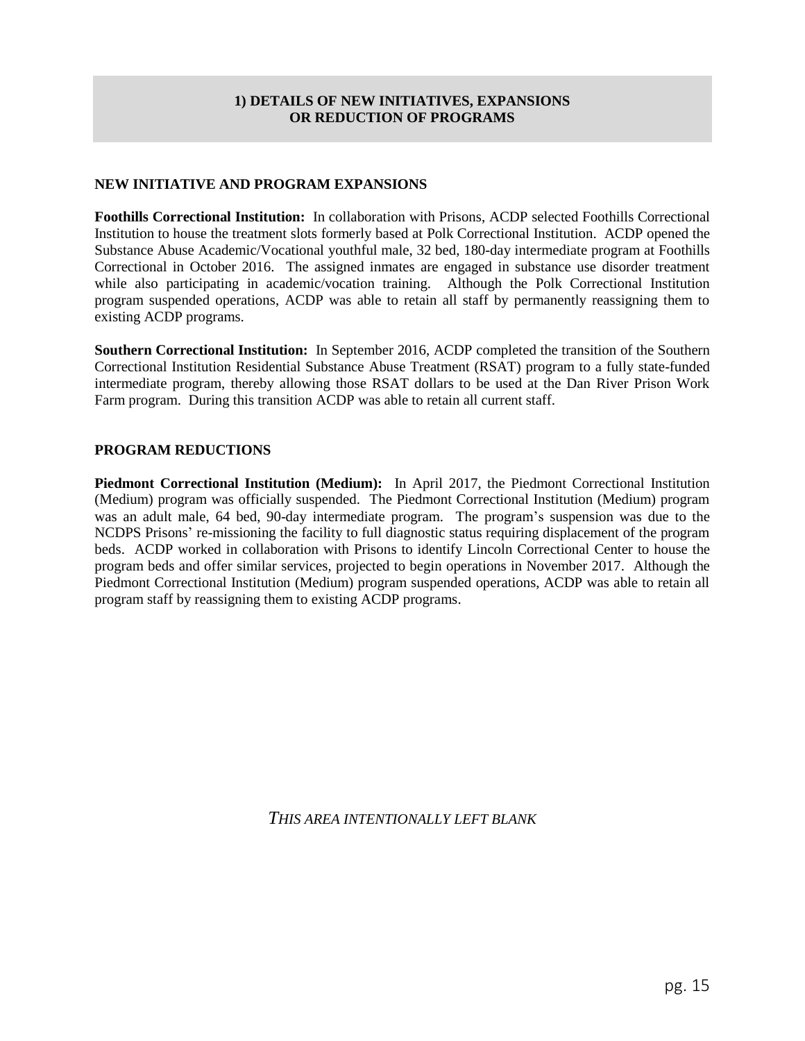## 1) DETAILS OF NEW INITIATIVES, EXPANSIONS OR REDUCTION OF PROGRAMS

### NEW INITIATIVE AND PROGRAM EXPANSIONS

**Foothills Correctional Institution:** In collaboration with Prisons, ACDP selected Foothills Correctional Institution to house the treatment slots formerly based at Polk Correctional Institution. ACDP opened the Substance Abuse Academic/Vocational youthful male, 32 bed, 180-day intermediate program at Foothills Correctional in October 2016. The assigned inmates are engaged in substance use disorder treatment while also participating in academic/vocation training. Although the Polk Correctional Institution program suspended operations, ACDP was able to retain all staff by permanently reassigning them to existing ACDP programs.

**Southern Correctional Institution:** In September 2016, ACDP completed the transition of the Southern Correctional Institution Residential Substance Abuse Treatment (RSAT) program to a fully state-funded intermediate program, thereby allowing those RSAT dollars to be used at the Dan River Prison Work Farm program. During this transition ACDP was able to retain all current staff.

### PROGRAM REDUCTIONS

**Piedmont Correctional Institution (Medium):** In April 2017, the Piedmont Correctional Institution (Medium) program was officially suspended. The Piedmont Correctional Institution (Medium) program was an adult male, 64 bed, 90-day intermediate program. The program's suspension was due to the NCDPS Prisons' re-missioning the facility to full diagnostic status requiring displacement of the program beds. ACDP worked in collaboration with Prisons to identify Lincoln Correctional Center to house the program beds and offer similar services, projected to begin operations in November 2017. Although the Piedmont Correctional Institution (Medium) program suspended operations, ACDP was able to retain all program staff by reassigning them to existing ACDP programs.

*THIS AREA INTENTIONALLY LEFT BLANK*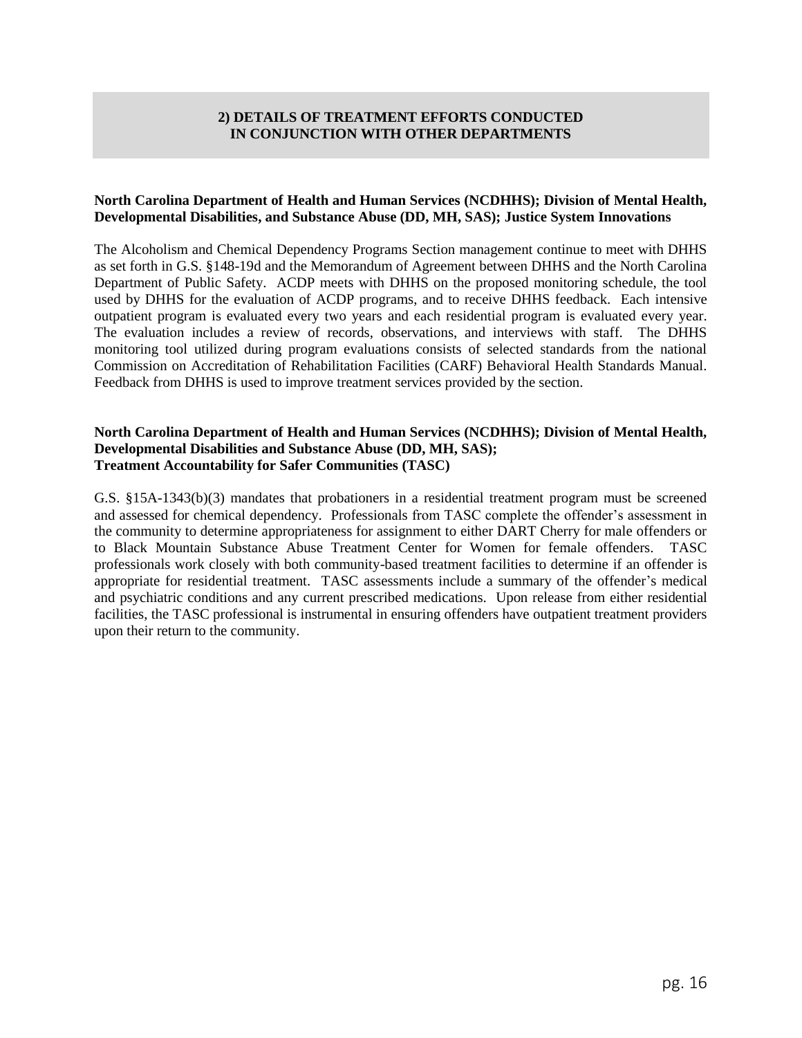## 2) DETAILS OF TREATMENT EFFORTS CONDUCTED IN CONJUNCTION WITH OTHER DEPARTMENTS

**North Carolina Department of Health and Human Services (NCDHHS); Division of Mental Health, Developmental Disabilities, and Substance Abuse (DD, MH, SAS); Justice System Innovations**

The Alcoholism and Chemical Dependency Programs Section management continue to meet with DHHS as set forth in G.S. §148-19d and the Memorandum of Agreement between DHHS and the North Carolina Department of Public Safety. ACDP meets with DHHS on the proposed monitoring schedule, the tool used by DHHS for the evaluation of ACDP programs, and to receive DHHS feedback. Each intensive outpatient program is evaluated every two years and each residential program is evaluated every year. The evaluation includes a review of records, observations, and interviews with staff. The DHHS monitoring tool utilized during program evaluations consists of selected standards from the national Commission on Accreditation of Rehabilitation Facilities (CARF) Behavioral Health Standards Manual. Feedback from DHHS is used to improve treatment services provided by the section.

**North Carolina Department of Health and Human Services (NCDHHS); Division of Mental Health, Developmental Disabilities and Substance Abuse (DD, MH, SAS); Treatment Accountability for Safer Communities (TASC)**

G.S. §15A-1343(b)(3) mandates that probationers in a residential treatment program must be screened and assessed for chemical dependency. Professionals from TASC complete the offender's assessment in the community to determine appropriateness for assignment to either DART Cherry for male offenders or to Black Mountain Substance Abuse Treatment Center for Women for female offenders. TASC professionals work closely with both community-based treatment facilities to determine if an offender is appropriate for residential treatment. TASC assessments include a summary of the offender's medical and psychiatric conditions and any current prescribed medications. Upon release from either residential facilities, the TASC professional is instrumental in ensuring offenders have outpatient treatment providers upon their return to the community.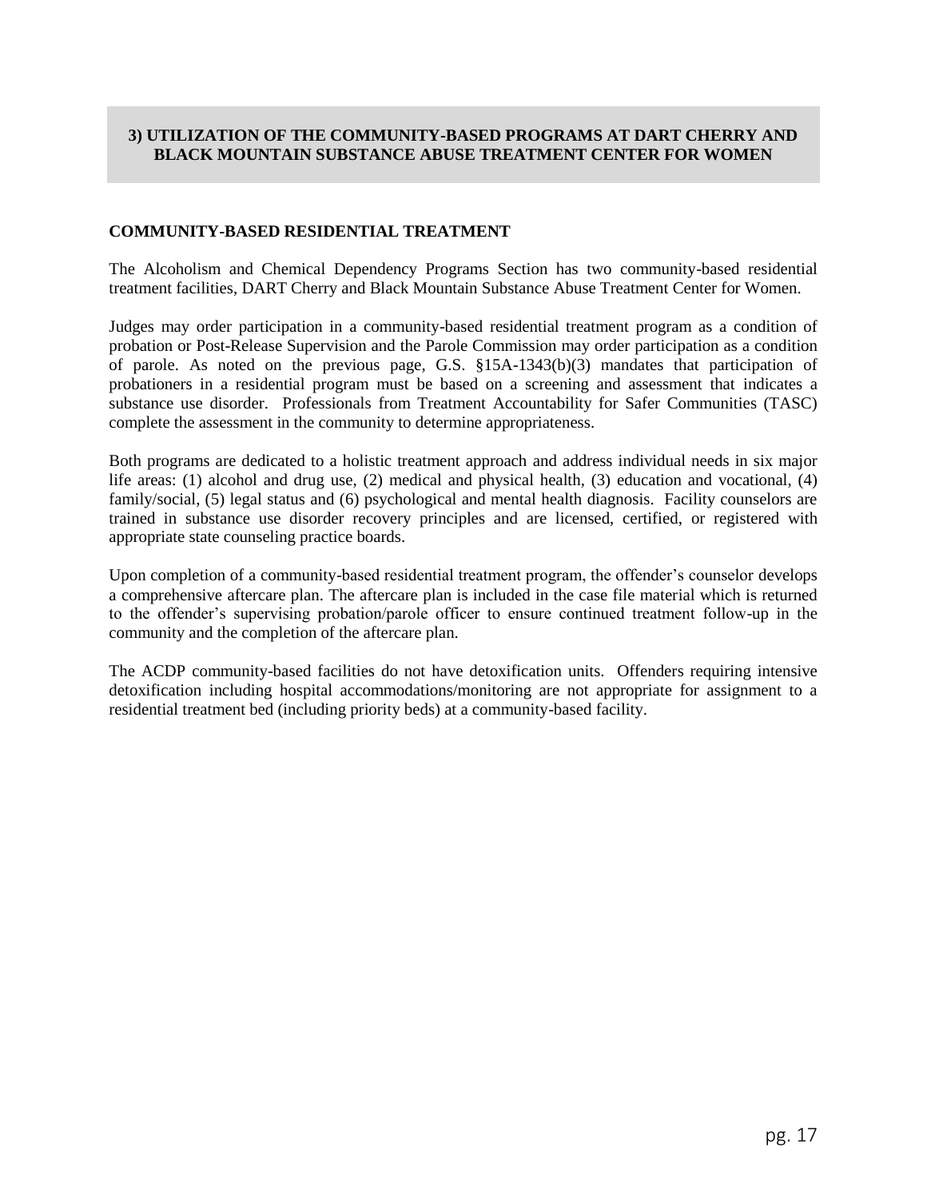## 3) UTILIZATION OF THE COMMUNITY-BASED PROGRAMS AT DART CHERRY AND BLACK MOUNTAIN SUBSTANCE ABUSE TREATMENT CENTER FOR WOMEN

### COMMUNITY-BASED RESIDENTIAL TREATMENT

The Alcoholism and Chemical Dependency Programs Section has two community-based residential treatment facilities, DART Cherry and Black Mountain Substance Abuse Treatment Center for Women.

Judges may order participation in a community-based residential treatment program as a condition of probation or Post-Release Supervision and the Parole Commission may order participation as a condition of parole. As noted on the previous page, G.S. §15A-1343(b)(3) mandates that participation of probationers in a residential program must be based on a screening and assessment that indicates a substance use disorder. Professionals from Treatment Accountability for Safer Communities (TASC) complete the assessment in the community to determine appropriateness.

Both programs are dedicated to a holistic treatment approach and address individual needs in six major life areas: (1) alcohol and drug use, (2) medical and physical health, (3) education and vocational, (4) family/social, (5) legal status and (6) psychological and mental health diagnosis. Facility counselors are trained in substance use disorder recovery principles and are licensed, certified, or registered with appropriate state counseling practice boards.

Upon completion of a community-based residential treatment program, the offender's counselor develops a comprehensive aftercare plan. The aftercare plan is included in the case file material which is returned to the offender's supervising probation/parole officer to ensure continued treatment follow-up in the community and the completion of the aftercare plan.

The ACDP community-based facilities do not have detoxification units. Offenders requiring intensive detoxification including hospital accommodations/monitoring are not appropriate for assignment to a residential treatment bed (including priority beds) at a community-based facility.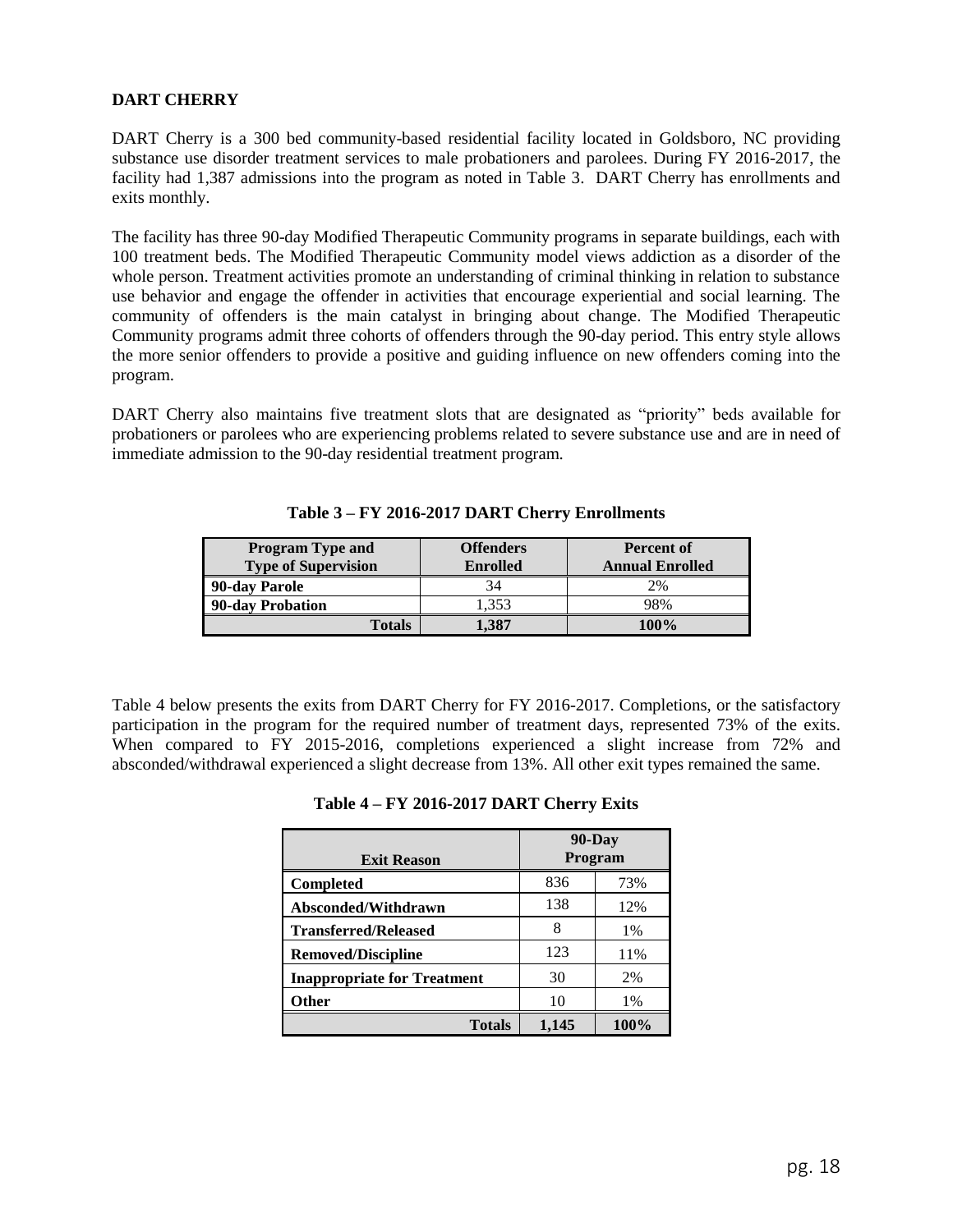## DART CHERRY

DART Cherry is a 300 bed community-based residential facility located in Goldsboro, NC providing substance use disorder treatment services to male probationers and parolees. During FY 2016-2017, the facility had 1,387 admissions into the program as noted in Table 3. DART Cherry has enrollments and exits monthly.

The facility has three 90-day Modified Therapeutic Community programs in separate buildings, each with 100 treatment beds. The Modified Therapeutic Community model views addiction as a disorder of the whole person. Treatment activities promote an understanding of criminal thinking in relation to substance use behavior and engage the offender in activities that encourage experiential and social learning. The community of offenders is the main catalyst in bringing about change. The Modified Therapeutic Community programs admit three cohorts of offenders through the 90-day period. This entry style allows the more senior offenders to provide a positive and guiding influence on new offenders coming into the program.

DART Cherry also maintains five treatment slots that are designated as "priority" beds available for probationers or parolees who are experiencing problems related to severe substance use and are in need of immediate admission to the 90-day residential treatment program.

**Table 3 – FY 2016-2017 DART Cherry Enrollments**

| Program Type and Type of Supervision | Offenders Enrolled | Percent of Annual Enrolled |
|---|---|---|
| **90-day Parole** | 34 | 2% |
| **90-day Probation** | 1,353 | 98% |
| **Totals** | **1,387** | **100%** |

Table 4 below presents the exits from DART Cherry for FY 2016-2017. Completions, or the satisfactory participation in the program for the required number of treatment days, represented 73% of the exits. When compared to FY 2015-2016, completions experienced a slight increase from 72% and absconded/withdrawal experienced a slight decrease from 13%. All other exit types remained the same.

**Table 4 – FY 2016-2017 DART Cherry Exits**

| Exit Reason | 90-Day Program | |
|---|---|---|
| **Completed** | 836 | 73% |
| **Absconded/Withdrawn** | 138 | 12% |
| **Transferred/Released** | 8 | 1% |
| **Removed/Discipline** | 123 | 11% |
| **Inappropriate for Treatment** | 30 | 2% |
| **Other** | 10 | 1% |
| **Totals** | **1,145** | **100%** |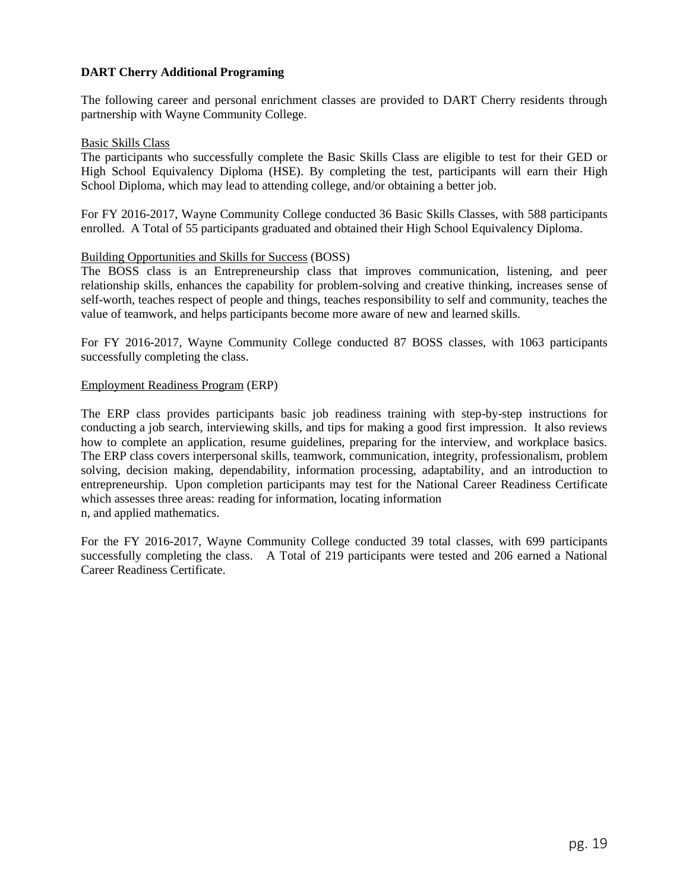**DART Cherry Additional Programing**

The following career and personal enrichment classes are provided to DART Cherry residents through partnership with Wayne Community College.

Basic Skills Class

The participants who successfully complete the Basic Skills Class are eligible to test for their GED or High School Equivalency Diploma (HSE). By completing the test, participants will earn their High School Diploma, which may lead to attending college, and/or obtaining a better job.

For FY 2016-2017, Wayne Community College conducted 36 Basic Skills Classes, with 588 participants enrolled. A Total of 55 participants graduated and obtained their High School Equivalency Diploma.

Building Opportunities and Skills for Success (BOSS)

The BOSS class is an Entrepreneurship class that improves communication, listening, and peer relationship skills, enhances the capability for problem-solving and creative thinking, increases sense of self-worth, teaches respect of people and things, teaches responsibility to self and community, teaches the value of teamwork, and helps participants become more aware of new and learned skills.

For FY 2016-2017, Wayne Community College conducted 87 BOSS classes, with 1063 participants successfully completing the class.

Employment Readiness Program (ERP)

The ERP class provides participants basic job readiness training with step-by-step instructions for conducting a job search, interviewing skills, and tips for making a good first impression. It also reviews how to complete an application, resume guidelines, preparing for the interview, and workplace basics. The ERP class covers interpersonal skills, teamwork, communication, integrity, professionalism, problem solving, decision making, dependability, information processing, adaptability, and an introduction to entrepreneurship. Upon completion participants may test for the National Career Readiness Certificate which assesses three areas: reading for information, locating information
n, and applied mathematics.

For the FY 2016-2017, Wayne Community College conducted 39 total classes, with 699 participants successfully completing the class. A Total of 219 participants were tested and 206 earned a National Career Readiness Certificate.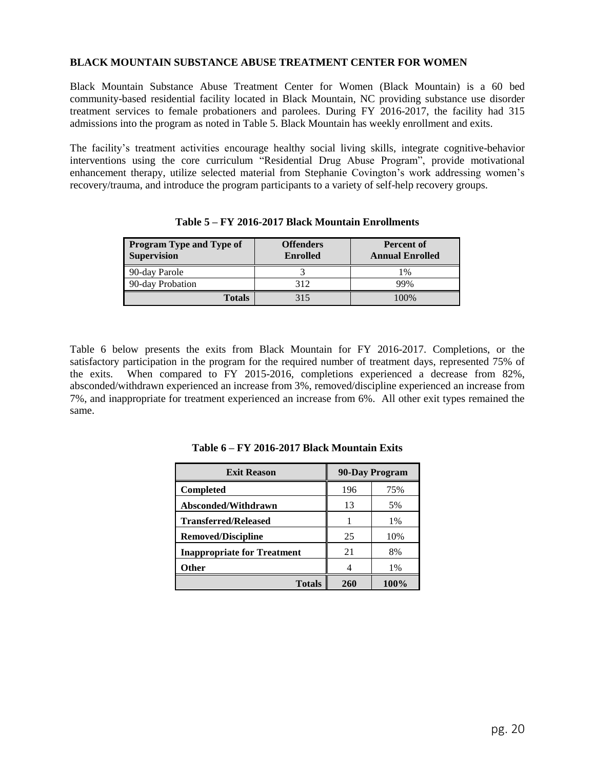## BLACK MOUNTAIN SUBSTANCE ABUSE TREATMENT CENTER FOR WOMEN

Black Mountain Substance Abuse Treatment Center for Women (Black Mountain) is a 60 bed community-based residential facility located in Black Mountain, NC providing substance use disorder treatment services to female probationers and parolees. During FY 2016-2017, the facility had 315 admissions into the program as noted in Table 5. Black Mountain has weekly enrollment and exits.

The facility's treatment activities encourage healthy social living skills, integrate cognitive-behavior interventions using the core curriculum "Residential Drug Abuse Program", provide motivational enhancement therapy, utilize selected material from Stephanie Covington's work addressing women's recovery/trauma, and introduce the program participants to a variety of self-help recovery groups.

**Table 5 – FY 2016-2017 Black Mountain Enrollments**

| Program Type and Type of Supervision | Offenders Enrolled | Percent of Annual Enrolled |
|---|---|---|
| 90-day Parole | 3 | 1% |
| 90-day Probation | 312 | 99% |
| **Totals** | 315 | 100% |

Table 6 below presents the exits from Black Mountain for FY 2016-2017. Completions, or the satisfactory participation in the program for the required number of treatment days, represented 75% of the exits. When compared to FY 2015-2016, completions experienced a decrease from 82%, absconded/withdrawn experienced an increase from 3%, removed/discipline experienced an increase from 7%, and inappropriate for treatment experienced an increase from 6%. All other exit types remained the same.

**Table 6 – FY 2016-2017 Black Mountain Exits**

| Exit Reason | 90-Day Program | |
|---|---|---|
| **Completed** | 196 | 75% |
| **Absconded/Withdrawn** | 13 | 5% |
| **Transferred/Released** | 1 | 1% |
| **Removed/Discipline** | 25 | 10% |
| **Inappropriate for Treatment** | 21 | 8% |
| **Other** | 4 | 1% |
| **Totals** | **260** | **100%** |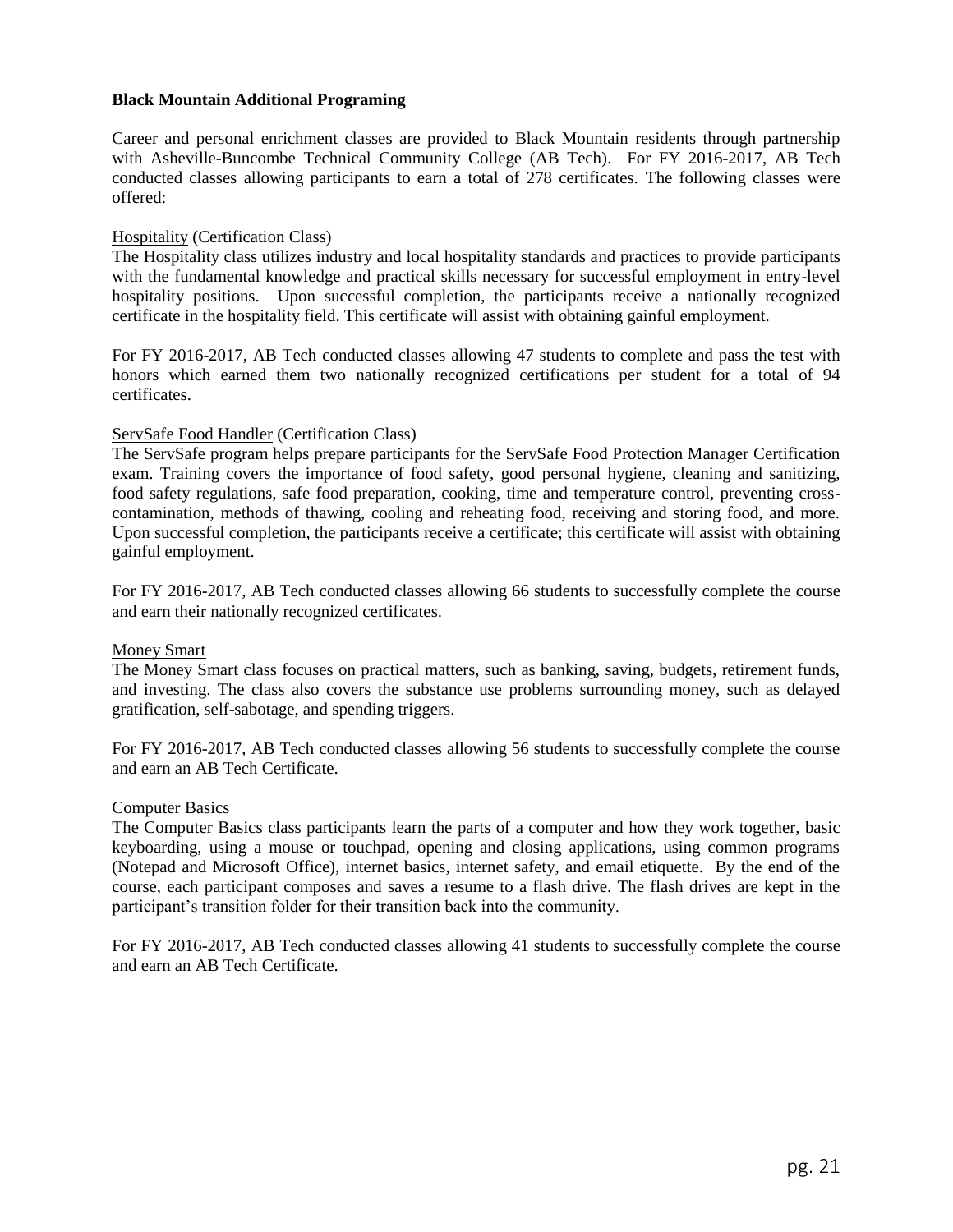**Black Mountain Additional Programing**

Career and personal enrichment classes are provided to Black Mountain residents through partnership with Asheville-Buncombe Technical Community College (AB Tech). For FY 2016-2017, AB Tech conducted classes allowing participants to earn a total of 278 certificates. The following classes were offered:

Hospitality (Certification Class)
The Hospitality class utilizes industry and local hospitality standards and practices to provide participants with the fundamental knowledge and practical skills necessary for successful employment in entry-level hospitality positions. Upon successful completion, the participants receive a nationally recognized certificate in the hospitality field. This certificate will assist with obtaining gainful employment.

For FY 2016-2017, AB Tech conducted classes allowing 47 students to complete and pass the test with honors which earned them two nationally recognized certifications per student for a total of 94 certificates.

ServSafe Food Handler (Certification Class)
The ServSafe program helps prepare participants for the ServSafe Food Protection Manager Certification exam. Training covers the importance of food safety, good personal hygiene, cleaning and sanitizing, food safety regulations, safe food preparation, cooking, time and temperature control, preventing cross-contamination, methods of thawing, cooling and reheating food, receiving and storing food, and more. Upon successful completion, the participants receive a certificate; this certificate will assist with obtaining gainful employment.

For FY 2016-2017, AB Tech conducted classes allowing 66 students to successfully complete the course and earn their nationally recognized certificates.

Money Smart
The Money Smart class focuses on practical matters, such as banking, saving, budgets, retirement funds, and investing. The class also covers the substance use problems surrounding money, such as delayed gratification, self-sabotage, and spending triggers.

For FY 2016-2017, AB Tech conducted classes allowing 56 students to successfully complete the course and earn an AB Tech Certificate.

Computer Basics
The Computer Basics class participants learn the parts of a computer and how they work together, basic keyboarding, using a mouse or touchpad, opening and closing applications, using common programs (Notepad and Microsoft Office), internet basics, internet safety, and email etiquette. By the end of the course, each participant composes and saves a resume to a flash drive. The flash drives are kept in the participant's transition folder for their transition back into the community.

For FY 2016-2017, AB Tech conducted classes allowing 41 students to successfully complete the course and earn an AB Tech Certificate.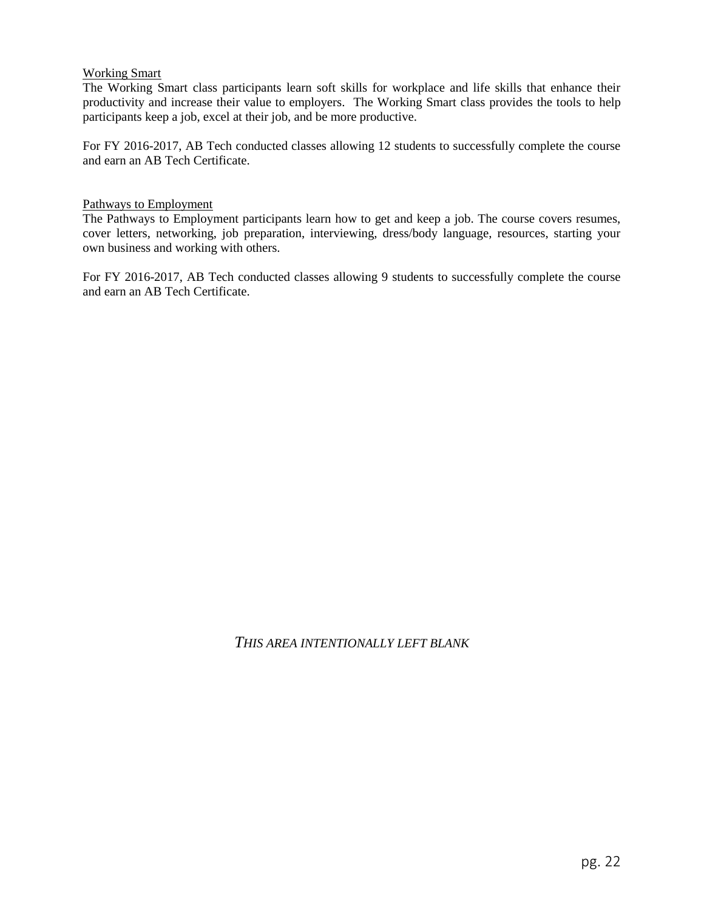<u>Working Smart</u>

The Working Smart class participants learn soft skills for workplace and life skills that enhance their productivity and increase their value to employers. The Working Smart class provides the tools to help participants keep a job, excel at their job, and be more productive.

For FY 2016-2017, AB Tech conducted classes allowing 12 students to successfully complete the course and earn an AB Tech Certificate.

<u>Pathways to Employment</u>

The Pathways to Employment participants learn how to get and keep a job. The course covers resumes, cover letters, networking, job preparation, interviewing, dress/body language, resources, starting your own business and working with others.

For FY 2016-2017, AB Tech conducted classes allowing 9 students to successfully complete the course and earn an AB Tech Certificate.

*THIS AREA INTENTIONALLY LEFT BLANK*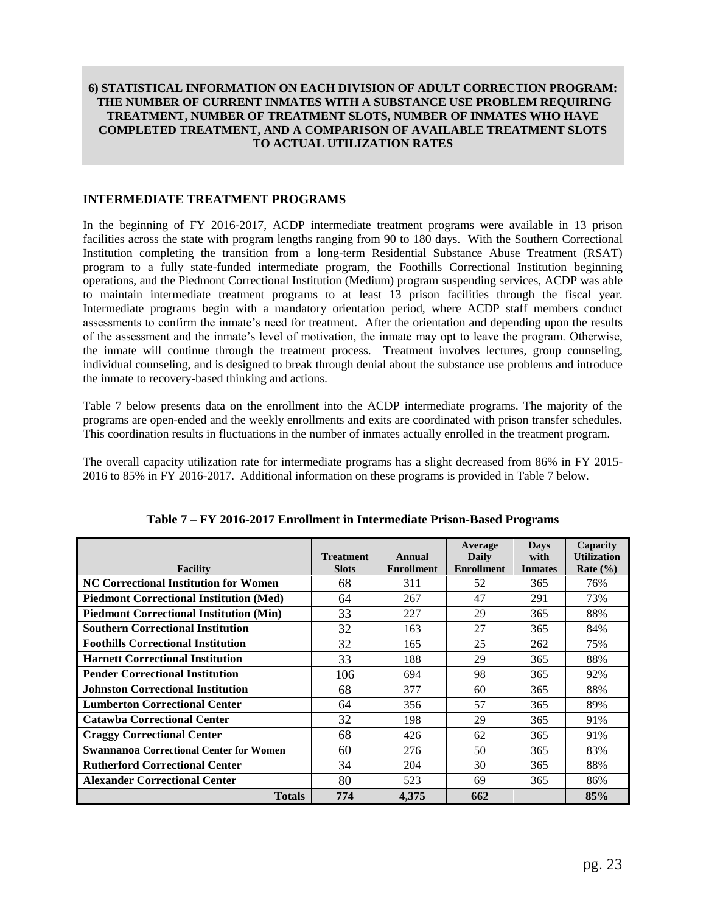## 6) STATISTICAL INFORMATION ON EACH DIVISION OF ADULT CORRECTION PROGRAM: THE NUMBER OF CURRENT INMATES WITH A SUBSTANCE USE PROBLEM REQUIRING TREATMENT, NUMBER OF TREATMENT SLOTS, NUMBER OF INMATES WHO HAVE COMPLETED TREATMENT, AND A COMPARISON OF AVAILABLE TREATMENT SLOTS TO ACTUAL UTILIZATION RATES

### INTERMEDIATE TREATMENT PROGRAMS

In the beginning of FY 2016-2017, ACDP intermediate treatment programs were available in 13 prison facilities across the state with program lengths ranging from 90 to 180 days. With the Southern Correctional Institution completing the transition from a long-term Residential Substance Abuse Treatment (RSAT) program to a fully state-funded intermediate program, the Foothills Correctional Institution beginning operations, and the Piedmont Correctional Institution (Medium) program suspending services, ACDP was able to maintain intermediate treatment programs to at least 13 prison facilities through the fiscal year. Intermediate programs begin with a mandatory orientation period, where ACDP staff members conduct assessments to confirm the inmate's need for treatment. After the orientation and depending upon the results of the assessment and the inmate's level of motivation, the inmate may opt to leave the program. Otherwise, the inmate will continue through the treatment process. Treatment involves lectures, group counseling, individual counseling, and is designed to break through denial about the substance use problems and introduce the inmate to recovery-based thinking and actions.

Table 7 below presents data on the enrollment into the ACDP intermediate programs. The majority of the programs are open-ended and the weekly enrollments and exits are coordinated with prison transfer schedules. This coordination results in fluctuations in the number of inmates actually enrolled in the treatment program.

The overall capacity utilization rate for intermediate programs has a slight decreased from 86% in FY 2015-2016 to 85% in FY 2016-2017. Additional information on these programs is provided in Table 7 below.

**Table 7 – FY 2016-2017 Enrollment in Intermediate Prison-Based Programs**

| Facility | Treatment Slots | Annual Enrollment | Average Daily Enrollment | Days with Inmates | Capacity Utilization Rate (%) |
|---|---|---|---|---|---|
| **NC Correctional Institution for Women** | 68 | 311 | 52 | 365 | 76% |
| **Piedmont Correctional Institution (Med)** | 64 | 267 | 47 | 291 | 73% |
| **Piedmont Correctional Institution (Min)** | 33 | 227 | 29 | 365 | 88% |
| **Southern Correctional Institution** | 32 | 163 | 27 | 365 | 84% |
| **Foothills Correctional Institution** | 32 | 165 | 25 | 262 | 75% |
| **Harnett Correctional Institution** | 33 | 188 | 29 | 365 | 88% |
| **Pender Correctional Institution** | 106 | 694 | 98 | 365 | 92% |
| **Johnston Correctional Institution** | 68 | 377 | 60 | 365 | 88% |
| **Lumberton Correctional Center** | 64 | 356 | 57 | 365 | 89% |
| **Catawba Correctional Center** | 32 | 198 | 29 | 365 | 91% |
| **Craggy Correctional Center** | 68 | 426 | 62 | 365 | 91% |
| **Swannanoa Correctional Center for Women** | 60 | 276 | 50 | 365 | 83% |
| **Rutherford Correctional Center** | 34 | 204 | 30 | 365 | 88% |
| **Alexander Correctional Center** | 80 | 523 | 69 | 365 | 86% |
| **Totals** | **774** | **4,375** | **662** | | **85%** |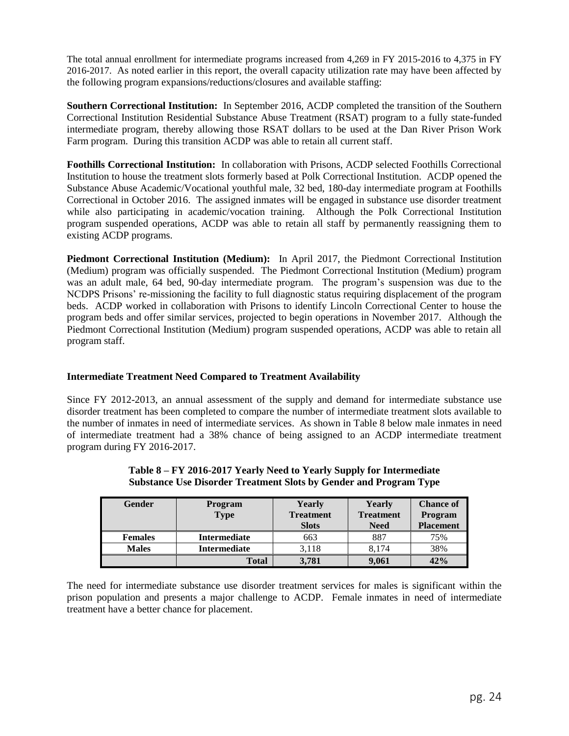The total annual enrollment for intermediate programs increased from 4,269 in FY 2015-2016 to 4,375 in FY 2016-2017. As noted earlier in this report, the overall capacity utilization rate may have been affected by the following program expansions/reductions/closures and available staffing:

**Southern Correctional Institution:** In September 2016, ACDP completed the transition of the Southern Correctional Institution Residential Substance Abuse Treatment (RSAT) program to a fully state-funded intermediate program, thereby allowing those RSAT dollars to be used at the Dan River Prison Work Farm program. During this transition ACDP was able to retain all current staff.

**Foothills Correctional Institution:** In collaboration with Prisons, ACDP selected Foothills Correctional Institution to house the treatment slots formerly based at Polk Correctional Institution. ACDP opened the Substance Abuse Academic/Vocational youthful male, 32 bed, 180-day intermediate program at Foothills Correctional in October 2016. The assigned inmates will be engaged in substance use disorder treatment while also participating in academic/vocation training. Although the Polk Correctional Institution program suspended operations, ACDP was able to retain all staff by permanently reassigning them to existing ACDP programs.

**Piedmont Correctional Institution (Medium):** In April 2017, the Piedmont Correctional Institution (Medium) program was officially suspended. The Piedmont Correctional Institution (Medium) program was an adult male, 64 bed, 90-day intermediate program. The program's suspension was due to the NCDPS Prisons' re-missioning the facility to full diagnostic status requiring displacement of the program beds. ACDP worked in collaboration with Prisons to identify Lincoln Correctional Center to house the program beds and offer similar services, projected to begin operations in November 2017. Although the Piedmont Correctional Institution (Medium) program suspended operations, ACDP was able to retain all program staff.

**Intermediate Treatment Need Compared to Treatment Availability**

Since FY 2012-2013, an annual assessment of the supply and demand for intermediate substance use disorder treatment has been completed to compare the number of intermediate treatment slots available to the number of inmates in need of intermediate services. As shown in Table 8 below male inmates in need of intermediate treatment had a 38% chance of being assigned to an ACDP intermediate treatment program during FY 2016-2017.

**Table 8 – FY 2016-2017 Yearly Need to Yearly Supply for Intermediate Substance Use Disorder Treatment Slots by Gender and Program Type**

| Gender | Program Type | Yearly Treatment Slots | Yearly Treatment Need | Chance of Program Placement |
|---|---|---|---|---|
| **Females** | **Intermediate** | 663 | 887 | 75% |
| **Males** | **Intermediate** | 3,118 | 8,174 | 38% |
| | **Total** | **3,781** | **9,061** | **42%** |

The need for intermediate substance use disorder treatment services for males is significant within the prison population and presents a major challenge to ACDP. Female inmates in need of intermediate treatment have a better chance for placement.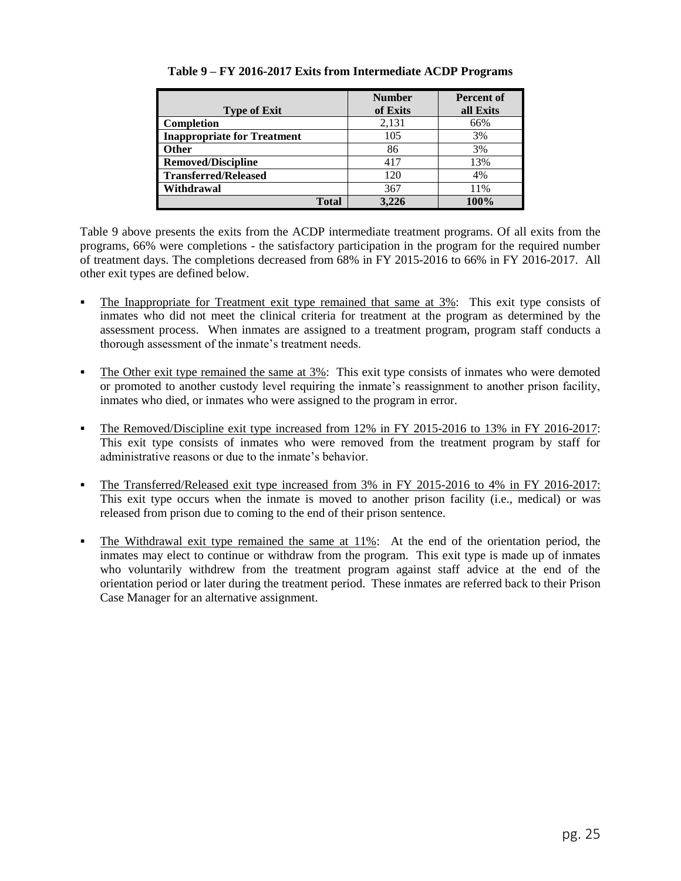**Table 9 – FY 2016-2017 Exits from Intermediate ACDP Programs**

| Type of Exit | Number of Exits | Percent of all Exits |
|---|---|---|
| **Completion** | 2,131 | 66% |
| **Inappropriate for Treatment** | 105 | 3% |
| **Other** | 86 | 3% |
| **Removed/Discipline** | 417 | 13% |
| **Transferred/Released** | 120 | 4% |
| **Withdrawal** | 367 | 11% |
| **Total** | **3,226** | **100%** |

Table 9 above presents the exits from the ACDP intermediate treatment programs. Of all exits from the programs, 66% were completions - the satisfactory participation in the program for the required number of treatment days. The completions decreased from 68% in FY 2015-2016 to 66% in FY 2016-2017. All other exit types are defined below.

- The Inappropriate for Treatment exit type remained that same at 3%: This exit type consists of inmates who did not meet the clinical criteria for treatment at the program as determined by the assessment process. When inmates are assigned to a treatment program, program staff conducts a thorough assessment of the inmate's treatment needs.
- The Other exit type remained the same at 3%: This exit type consists of inmates who were demoted or promoted to another custody level requiring the inmate's reassignment to another prison facility, inmates who died, or inmates who were assigned to the program in error.
- The Removed/Discipline exit type increased from 12% in FY 2015-2016 to 13% in FY 2016-2017: This exit type consists of inmates who were removed from the treatment program by staff for administrative reasons or due to the inmate's behavior.
- The Transferred/Released exit type increased from 3% in FY 2015-2016 to 4% in FY 2016-2017: This exit type occurs when the inmate is moved to another prison facility (i.e., medical) or was released from prison due to coming to the end of their prison sentence.
- The Withdrawal exit type remained the same at 11%: At the end of the orientation period, the inmates may elect to continue or withdraw from the program. This exit type is made up of inmates who voluntarily withdrew from the treatment program against staff advice at the end of the orientation period or later during the treatment period. These inmates are referred back to their Prison Case Manager for an alternative assignment.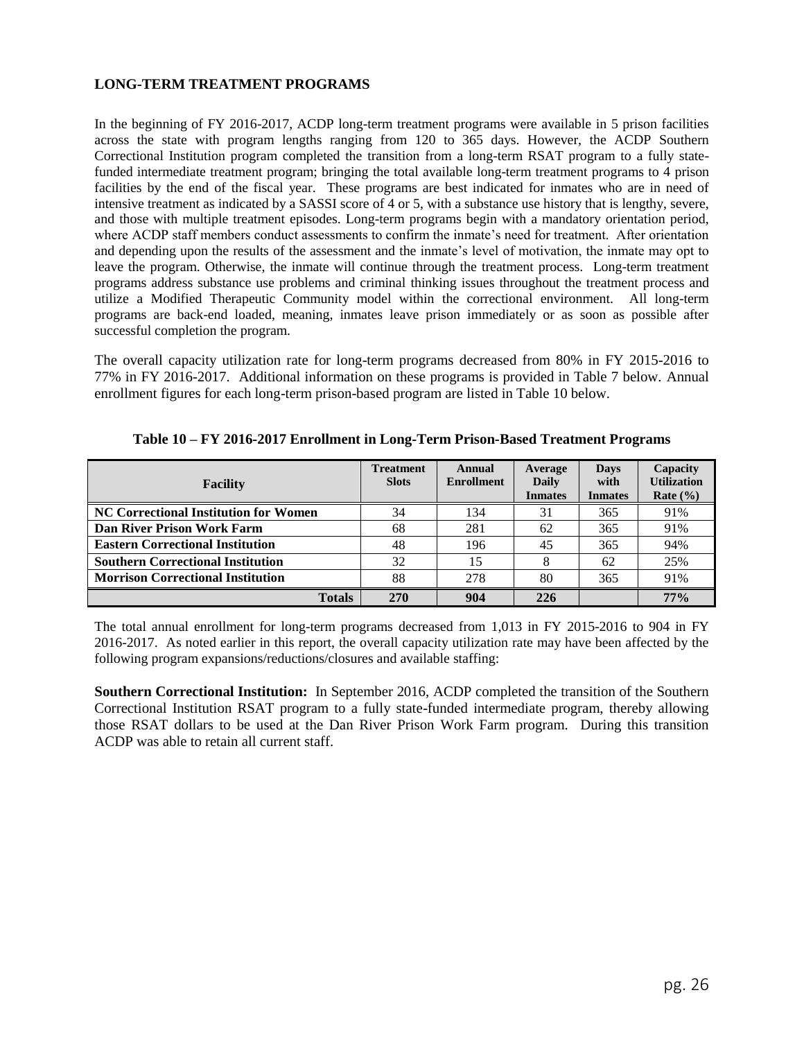### LONG-TERM TREATMENT PROGRAMS

In the beginning of FY 2016-2017, ACDP long-term treatment programs were available in 5 prison facilities across the state with program lengths ranging from 120 to 365 days. However, the ACDP Southern Correctional Institution program completed the transition from a long-term RSAT program to a fully state-funded intermediate treatment program; bringing the total available long-term treatment programs to 4 prison facilities by the end of the fiscal year. These programs are best indicated for inmates who are in need of intensive treatment as indicated by a SASSI score of 4 or 5, with a substance use history that is lengthy, severe, and those with multiple treatment episodes. Long-term programs begin with a mandatory orientation period, where ACDP staff members conduct assessments to confirm the inmate's need for treatment. After orientation and depending upon the results of the assessment and the inmate's level of motivation, the inmate may opt to leave the program. Otherwise, the inmate will continue through the treatment process. Long-term treatment programs address substance use problems and criminal thinking issues throughout the treatment process and utilize a Modified Therapeutic Community model within the correctional environment. All long-term programs are back-end loaded, meaning, inmates leave prison immediately or as soon as possible after successful completion the program.

The overall capacity utilization rate for long-term programs decreased from 80% in FY 2015-2016 to 77% in FY 2016-2017. Additional information on these programs is provided in Table 7 below. Annual enrollment figures for each long-term prison-based program are listed in Table 10 below.

**Table 10 – FY 2016-2017 Enrollment in Long-Term Prison-Based Treatment Programs**

| Facility | Treatment Slots | Annual Enrollment | Average Daily Inmates | Days with Inmates | Capacity Utilization Rate (%) |
|---|---|---|---|---|---|
| **NC Correctional Institution for Women** | 34 | 134 | 31 | 365 | 91% |
| **Dan River Prison Work Farm** | 68 | 281 | 62 | 365 | 91% |
| **Eastern Correctional Institution** | 48 | 196 | 45 | 365 | 94% |
| **Southern Correctional Institution** | 32 | 15 | 8 | 62 | 25% |
| **Morrison Correctional Institution** | 88 | 278 | 80 | 365 | 91% |
| **Totals** | **270** | **904** | **226** | | **77%** |

The total annual enrollment for long-term programs decreased from 1,013 in FY 2015-2016 to 904 in FY 2016-2017. As noted earlier in this report, the overall capacity utilization rate may have been affected by the following program expansions/reductions/closures and available staffing:

**Southern Correctional Institution:** In September 2016, ACDP completed the transition of the Southern Correctional Institution RSAT program to a fully state-funded intermediate program, thereby allowing those RSAT dollars to be used at the Dan River Prison Work Farm program. During this transition ACDP was able to retain all current staff.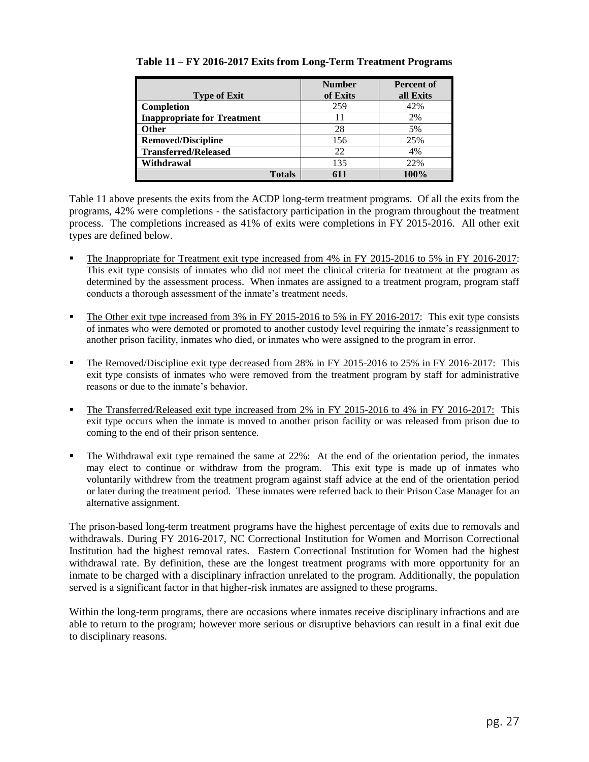**Table 11 – FY 2016-2017 Exits from Long-Term Treatment Programs**

| Type of Exit | Number of Exits | Percent of all Exits |
|---|---|---|
| **Completion** | 259 | 42% |
| **Inappropriate for Treatment** | 11 | 2% |
| **Other** | 28 | 5% |
| **Removed/Discipline** | 156 | 25% |
| **Transferred/Released** | 22 | 4% |
| **Withdrawal** | 135 | 22% |
| **Totals** | **611** | **100%** |

Table 11 above presents the exits from the ACDP long-term treatment programs. Of all the exits from the programs, 42% were completions - the satisfactory participation in the program throughout the treatment process. The completions increased as 41% of exits were completions in FY 2015-2016. All other exit types are defined below.

- The Inappropriate for Treatment exit type increased from 4% in FY 2015-2016 to 5% in FY 2016-2017: This exit type consists of inmates who did not meet the clinical criteria for treatment at the program as determined by the assessment process. When inmates are assigned to a treatment program, program staff conducts a thorough assessment of the inmate's treatment needs.

- The Other exit type increased from 3% in FY 2015-2016 to 5% in FY 2016-2017: This exit type consists of inmates who were demoted or promoted to another custody level requiring the inmate's reassignment to another prison facility, inmates who died, or inmates who were assigned to the program in error.

- The Removed/Discipline exit type decreased from 28% in FY 2015-2016 to 25% in FY 2016-2017: This exit type consists of inmates who were removed from the treatment program by staff for administrative reasons or due to the inmate's behavior.

- The Transferred/Released exit type increased from 2% in FY 2015-2016 to 4% in FY 2016-2017: This exit type occurs when the inmate is moved to another prison facility or was released from prison due to coming to the end of their prison sentence.

- The Withdrawal exit type remained the same at 22%: At the end of the orientation period, the inmates may elect to continue or withdraw from the program. This exit type is made up of inmates who voluntarily withdrew from the treatment program against staff advice at the end of the orientation period or later during the treatment period. These inmates were referred back to their Prison Case Manager for an alternative assignment.

The prison-based long-term treatment programs have the highest percentage of exits due to removals and withdrawals. During FY 2016-2017, NC Correctional Institution for Women and Morrison Correctional Institution had the highest removal rates. Eastern Correctional Institution for Women had the highest withdrawal rate. By definition, these are the longest treatment programs with more opportunity for an inmate to be charged with a disciplinary infraction unrelated to the program. Additionally, the population served is a significant factor in that higher-risk inmates are assigned to these programs.

Within the long-term programs, there are occasions where inmates receive disciplinary infractions and are able to return to the program; however more serious or disruptive behaviors can result in a final exit due to disciplinary reasons.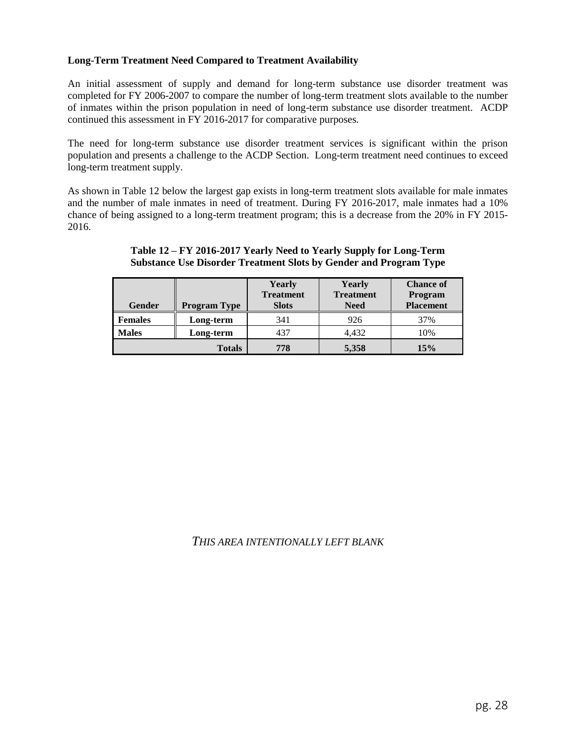**Long-Term Treatment Need Compared to Treatment Availability**

An initial assessment of supply and demand for long-term substance use disorder treatment was completed for FY 2006-2007 to compare the number of long-term treatment slots available to the number of inmates within the prison population in need of long-term substance use disorder treatment. ACDP continued this assessment in FY 2016-2017 for comparative purposes.

The need for long-term substance use disorder treatment services is significant within the prison population and presents a challenge to the ACDP Section. Long-term treatment need continues to exceed long-term treatment supply.

As shown in Table 12 below the largest gap exists in long-term treatment slots available for male inmates and the number of male inmates in need of treatment. During FY 2016-2017, male inmates had a 10% chance of being assigned to a long-term treatment program; this is a decrease from the 20% in FY 2015-2016.

**Table 12 – FY 2016-2017 Yearly Need to Yearly Supply for Long-Term Substance Use Disorder Treatment Slots by Gender and Program Type**

| Gender | Program Type | Yearly Treatment Slots | Yearly Treatment Need | Chance of Program Placement |
|---|---|---|---|---|
| **Females** | **Long-term** | 341 | 926 | 37% |
| **Males** | **Long-term** | 437 | 4,432 | 10% |
| | **Totals** | **778** | **5,358** | **15%** |

*THIS AREA INTENTIONALLY LEFT BLANK*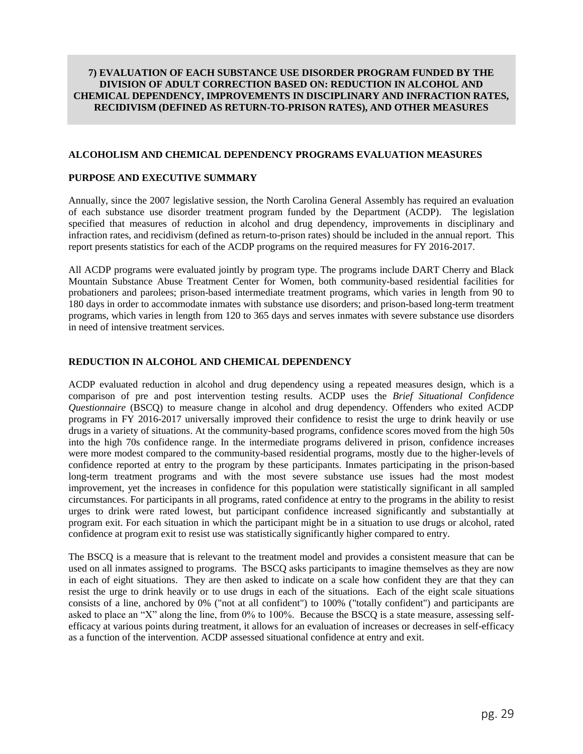## 7) EVALUATION OF EACH SUBSTANCE USE DISORDER PROGRAM FUNDED BY THE DIVISION OF ADULT CORRECTION BASED ON: REDUCTION IN ALCOHOL AND CHEMICAL DEPENDENCY, IMPROVEMENTS IN DISCIPLINARY AND INFRACTION RATES, RECIDIVISM (DEFINED AS RETURN-TO-PRISON RATES), AND OTHER MEASURES

### ALCOHOLISM AND CHEMICAL DEPENDENCY PROGRAMS EVALUATION MEASURES

### PURPOSE AND EXECUTIVE SUMMARY

Annually, since the 2007 legislative session, the North Carolina General Assembly has required an evaluation of each substance use disorder treatment program funded by the Department (ACDP). The legislation specified that measures of reduction in alcohol and drug dependency, improvements in disciplinary and infraction rates, and recidivism (defined as return-to-prison rates) should be included in the annual report. This report presents statistics for each of the ACDP programs on the required measures for FY 2016-2017.

All ACDP programs were evaluated jointly by program type. The programs include DART Cherry and Black Mountain Substance Abuse Treatment Center for Women, both community-based residential facilities for probationers and parolees; prison-based intermediate treatment programs, which varies in length from 90 to 180 days in order to accommodate inmates with substance use disorders; and prison-based long-term treatment programs, which varies in length from 120 to 365 days and serves inmates with severe substance use disorders in need of intensive treatment services.

### REDUCTION IN ALCOHOL AND CHEMICAL DEPENDENCY

ACDP evaluated reduction in alcohol and drug dependency using a repeated measures design, which is a comparison of pre and post intervention testing results. ACDP uses the *Brief Situational Confidence Questionnaire* (BSCQ) to measure change in alcohol and drug dependency. Offenders who exited ACDP programs in FY 2016-2017 universally improved their confidence to resist the urge to drink heavily or use drugs in a variety of situations. At the community-based programs, confidence scores moved from the high 50s into the high 70s confidence range. In the intermediate programs delivered in prison, confidence increases were more modest compared to the community-based residential programs, mostly due to the higher-levels of confidence reported at entry to the program by these participants. Inmates participating in the prison-based long-term treatment programs and with the most severe substance use issues had the most modest improvement, yet the increases in confidence for this population were statistically significant in all sampled circumstances. For participants in all programs, rated confidence at entry to the programs in the ability to resist urges to drink were rated lowest, but participant confidence increased significantly and substantially at program exit. For each situation in which the participant might be in a situation to use drugs or alcohol, rated confidence at program exit to resist use was statistically significantly higher compared to entry.

The BSCQ is a measure that is relevant to the treatment model and provides a consistent measure that can be used on all inmates assigned to programs. The BSCQ asks participants to imagine themselves as they are now in each of eight situations. They are then asked to indicate on a scale how confident they are that they can resist the urge to drink heavily or to use drugs in each of the situations. Each of the eight scale situations consists of a line, anchored by 0% ("not at all confident") to 100% ("totally confident") and participants are asked to place an "X" along the line, from 0% to 100%. Because the BSCQ is a state measure, assessing self-efficacy at various points during treatment, it allows for an evaluation of increases or decreases in self-efficacy as a function of the intervention. ACDP assessed situational confidence at entry and exit.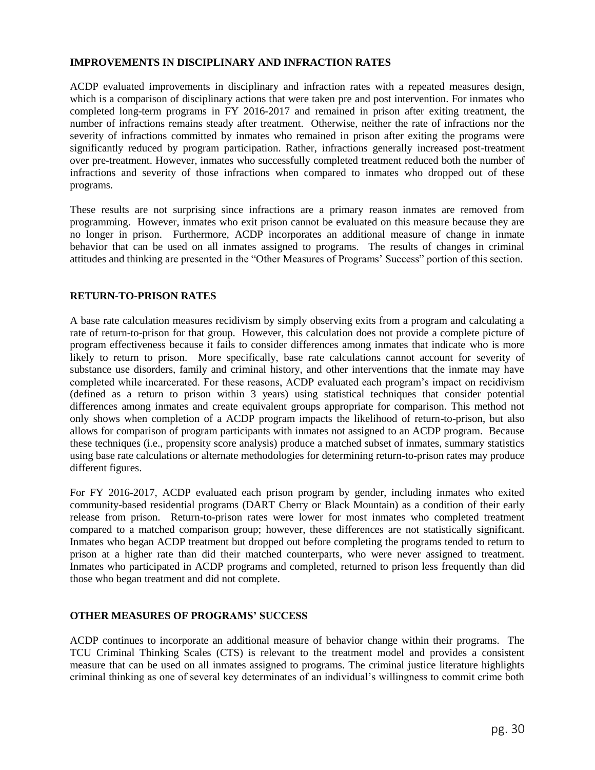## IMPROVEMENTS IN DISCIPLINARY AND INFRACTION RATES

ACDP evaluated improvements in disciplinary and infraction rates with a repeated measures design, which is a comparison of disciplinary actions that were taken pre and post intervention. For inmates who completed long-term programs in FY 2016-2017 and remained in prison after exiting treatment, the number of infractions remains steady after treatment. Otherwise, neither the rate of infractions nor the severity of infractions committed by inmates who remained in prison after exiting the programs were significantly reduced by program participation. Rather, infractions generally increased post-treatment over pre-treatment. However, inmates who successfully completed treatment reduced both the number of infractions and severity of those infractions when compared to inmates who dropped out of these programs.

These results are not surprising since infractions are a primary reason inmates are removed from programming. However, inmates who exit prison cannot be evaluated on this measure because they are no longer in prison. Furthermore, ACDP incorporates an additional measure of change in inmate behavior that can be used on all inmates assigned to programs. The results of changes in criminal attitudes and thinking are presented in the "Other Measures of Programs' Success" portion of this section.

## RETURN-TO-PRISON RATES

A base rate calculation measures recidivism by simply observing exits from a program and calculating a rate of return-to-prison for that group. However, this calculation does not provide a complete picture of program effectiveness because it fails to consider differences among inmates that indicate who is more likely to return to prison. More specifically, base rate calculations cannot account for severity of substance use disorders, family and criminal history, and other interventions that the inmate may have completed while incarcerated. For these reasons, ACDP evaluated each program's impact on recidivism (defined as a return to prison within 3 years) using statistical techniques that consider potential differences among inmates and create equivalent groups appropriate for comparison. This method not only shows when completion of a ACDP program impacts the likelihood of return-to-prison, but also allows for comparison of program participants with inmates not assigned to an ACDP program. Because these techniques (i.e., propensity score analysis) produce a matched subset of inmates, summary statistics using base rate calculations or alternate methodologies for determining return-to-prison rates may produce different figures.

For FY 2016-2017, ACDP evaluated each prison program by gender, including inmates who exited community-based residential programs (DART Cherry or Black Mountain) as a condition of their early release from prison. Return-to-prison rates were lower for most inmates who completed treatment compared to a matched comparison group; however, these differences are not statistically significant. Inmates who began ACDP treatment but dropped out before completing the programs tended to return to prison at a higher rate than did their matched counterparts, who were never assigned to treatment. Inmates who participated in ACDP programs and completed, returned to prison less frequently than did those who began treatment and did not complete.

## OTHER MEASURES OF PROGRAMS' SUCCESS

ACDP continues to incorporate an additional measure of behavior change within their programs. The TCU Criminal Thinking Scales (CTS) is relevant to the treatment model and provides a consistent measure that can be used on all inmates assigned to programs. The criminal justice literature highlights criminal thinking as one of several key determinates of an individual's willingness to commit crime both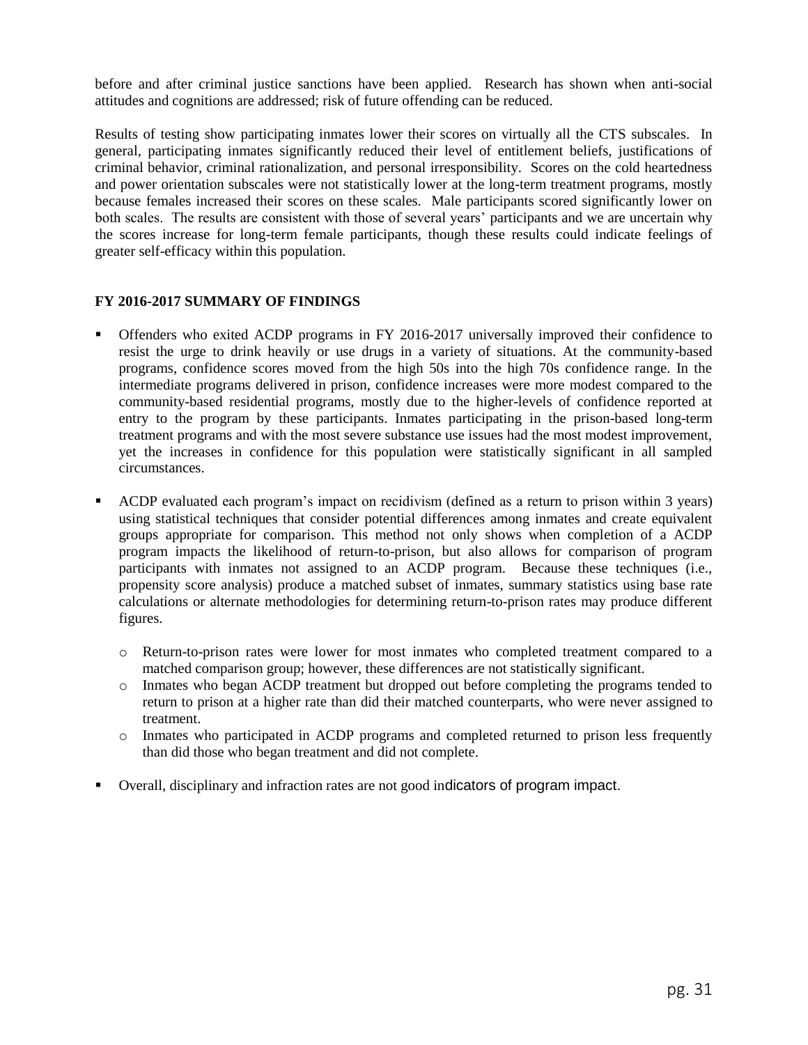before and after criminal justice sanctions have been applied. Research has shown when anti-social attitudes and cognitions are addressed; risk of future offending can be reduced.

Results of testing show participating inmates lower their scores on virtually all the CTS subscales. In general, participating inmates significantly reduced their level of entitlement beliefs, justifications of criminal behavior, criminal rationalization, and personal irresponsibility. Scores on the cold heartedness and power orientation subscales were not statistically lower at the long-term treatment programs, mostly because females increased their scores on these scales. Male participants scored significantly lower on both scales. The results are consistent with those of several years' participants and we are uncertain why the scores increase for long-term female participants, though these results could indicate feelings of greater self-efficacy within this population.

**FY 2016-2017 SUMMARY OF FINDINGS**

- Offenders who exited ACDP programs in FY 2016-2017 universally improved their confidence to resist the urge to drink heavily or use drugs in a variety of situations. At the community-based programs, confidence scores moved from the high 50s into the high 70s confidence range. In the intermediate programs delivered in prison, confidence increases were more modest compared to the community-based residential programs, mostly due to the higher-levels of confidence reported at entry to the program by these participants. Inmates participating in the prison-based long-term treatment programs and with the most severe substance use issues had the most modest improvement, yet the increases in confidence for this population were statistically significant in all sampled circumstances.
- ACDP evaluated each program's impact on recidivism (defined as a return to prison within 3 years) using statistical techniques that consider potential differences among inmates and create equivalent groups appropriate for comparison. This method not only shows when completion of a ACDP program impacts the likelihood of return-to-prison, but also allows for comparison of program participants with inmates not assigned to an ACDP program. Because these techniques (i.e., propensity score analysis) produce a matched subset of inmates, summary statistics using base rate calculations or alternate methodologies for determining return-to-prison rates may produce different figures.
    - Return-to-prison rates were lower for most inmates who completed treatment compared to a matched comparison group; however, these differences are not statistically significant.
    - Inmates who began ACDP treatment but dropped out before completing the programs tended to return to prison at a higher rate than did their matched counterparts, who were never assigned to treatment.
    - Inmates who participated in ACDP programs and completed returned to prison less frequently than did those who began treatment and did not complete.
- Overall, disciplinary and infraction rates are not good indicators of program impact.